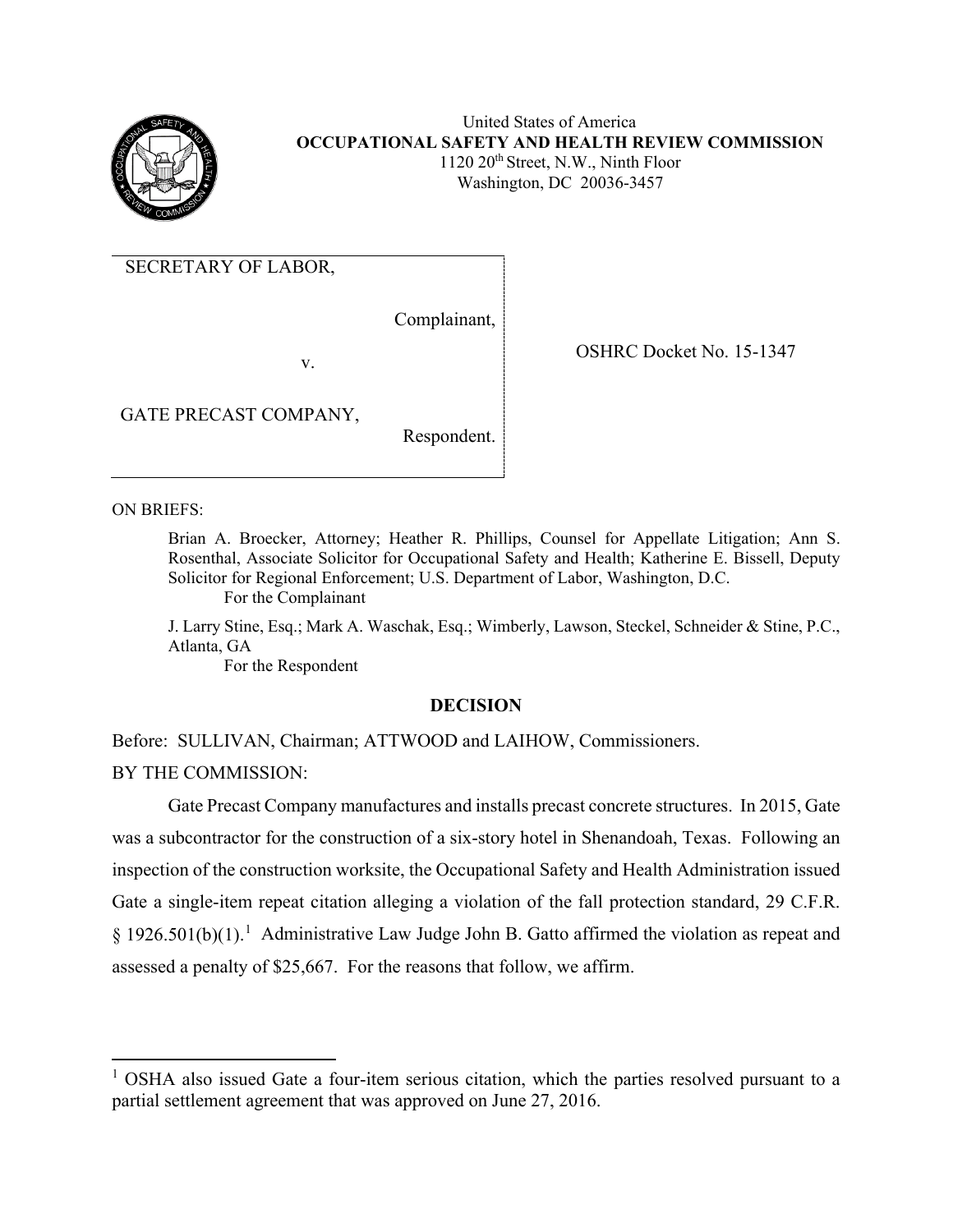United States of America
**OCCUPATIONAL SAFETY AND HEALTH REVIEW COMMISSION**
1120 20th Street, N.W., Ninth Floor
Washington, DC 20036-3457

| | |
|---|---|
| SECRETARY OF LABOR,<br><br>Complainant,<br><br>v.<br><br>GATE PRECAST COMPANY,<br><br>Respondent. | OSHRC Docket No. 15-1347 |

ON BRIEFS:

Brian A. Broecker, Attorney; Heather R. Phillips, Counsel for Appellate Litigation; Ann S. Rosenthal, Associate Solicitor for Occupational Safety and Health; Katherine E. Bissell, Deputy Solicitor for Regional Enforcement; U.S. Department of Labor, Washington, D.C.
For the Complainant

J. Larry Stine, Esq.; Mark A. Waschak, Esq.; Wimberly, Lawson, Steckel, Schneider & Stine, P.C., Atlanta, GA
For the Respondent

## DECISION

Before: SULLIVAN, Chairman; ATTWOOD and LAIHOW, Commissioners.

BY THE COMMISSION:

Gate Precast Company manufactures and installs precast concrete structures. In 2015, Gate was a subcontractor for the construction of a six-story hotel in Shenandoah, Texas. Following an inspection of the construction worksite, the Occupational Safety and Health Administration issued Gate a single-item repeat citation alleging a violation of the fall protection standard, 29 C.F.R. § 1926.501(b)(1).[1] Administrative Law Judge John B. Gatto affirmed the violation as repeat and assessed a penalty of $25,667. For the reasons that follow, we affirm.

---

[1] OSHA also issued Gate a four-item serious citation, which the parties resolved pursuant to a partial settlement agreement that was approved on June 27, 2016.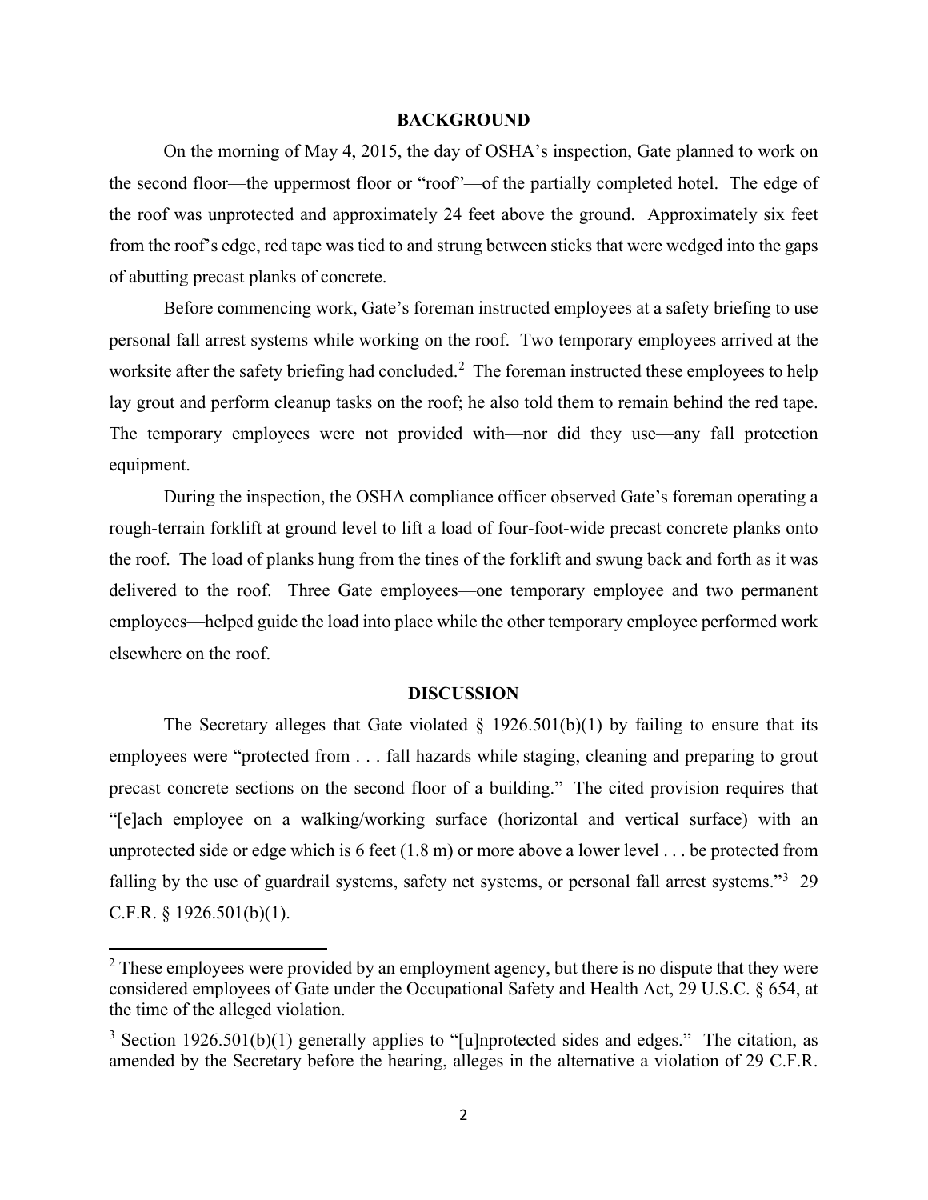## BACKGROUND

On the morning of May 4, 2015, the day of OSHA's inspection, Gate planned to work on the second floor—the uppermost floor or "roof"—of the partially completed hotel. The edge of the roof was unprotected and approximately 24 feet above the ground. Approximately six feet from the roof's edge, red tape was tied to and strung between sticks that were wedged into the gaps of abutting precast planks of concrete.

Before commencing work, Gate's foreman instructed employees at a safety briefing to use personal fall arrest systems while working on the roof. Two temporary employees arrived at the worksite after the safety briefing had concluded.[2] The foreman instructed these employees to help lay grout and perform cleanup tasks on the roof; he also told them to remain behind the red tape. The temporary employees were not provided with—nor did they use—any fall protection equipment.

During the inspection, the OSHA compliance officer observed Gate's foreman operating a rough-terrain forklift at ground level to lift a load of four-foot-wide precast concrete planks onto the roof. The load of planks hung from the tines of the forklift and swung back and forth as it was delivered to the roof. Three Gate employees—one temporary employee and two permanent employees—helped guide the load into place while the other temporary employee performed work elsewhere on the roof.

## DISCUSSION

The Secretary alleges that Gate violated § 1926.501(b)(1) by failing to ensure that its employees were "protected from . . . fall hazards while staging, cleaning and preparing to grout precast concrete sections on the second floor of a building." The cited provision requires that "[e]ach employee on a walking/working surface (horizontal and vertical surface) with an unprotected side or edge which is 6 feet (1.8 m) or more above a lower level . . . be protected from falling by the use of guardrail systems, safety net systems, or personal fall arrest systems."[3] 29 C.F.R. § 1926.501(b)(1).

[2] These employees were provided by an employment agency, but there is no dispute that they were considered employees of Gate under the Occupational Safety and Health Act, 29 U.S.C. § 654, at the time of the alleged violation.

[3] Section 1926.501(b)(1) generally applies to "[u]nprotected sides and edges." The citation, as amended by the Secretary before the hearing, alleges in the alternative a violation of 29 C.F.R.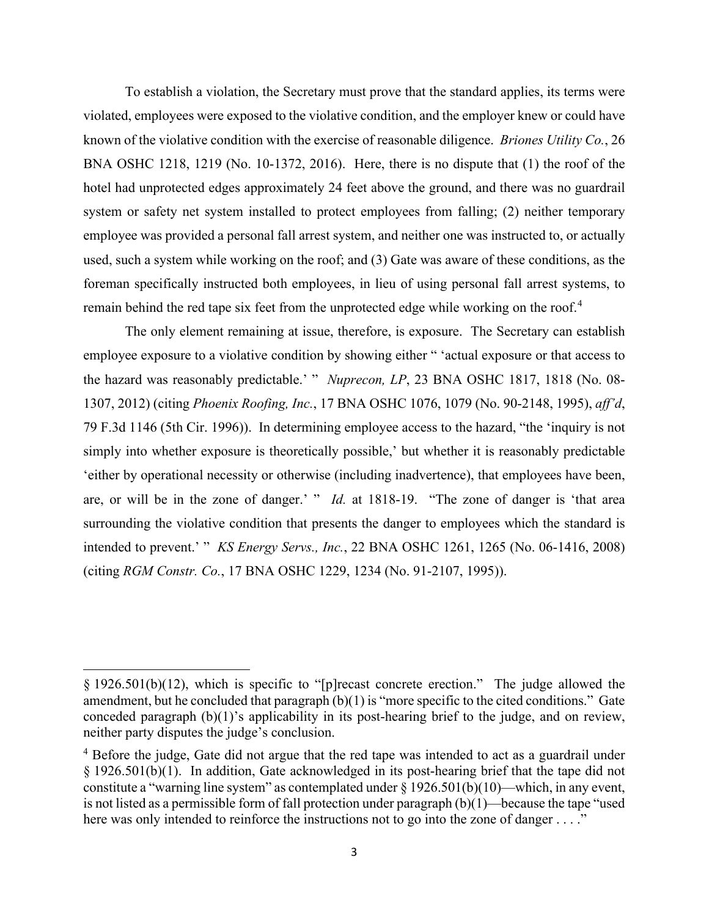To establish a violation, the Secretary must prove that the standard applies, its terms were violated, employees were exposed to the violative condition, and the employer knew or could have known of the violative condition with the exercise of reasonable diligence. *Briones Utility Co.*, 26 BNA OSHC 1218, 1219 (No. 10-1372, 2016). Here, there is no dispute that (1) the roof of the hotel had unprotected edges approximately 24 feet above the ground, and there was no guardrail system or safety net system installed to protect employees from falling; (2) neither temporary employee was provided a personal fall arrest system, and neither one was instructed to, or actually used, such a system while working on the roof; and (3) Gate was aware of these conditions, as the foreman specifically instructed both employees, in lieu of using personal fall arrest systems, to remain behind the red tape six feet from the unprotected edge while working on the roof.[4]

The only element remaining at issue, therefore, is exposure. The Secretary can establish employee exposure to a violative condition by showing either " 'actual exposure or that access to the hazard was reasonably predictable.' " *Nuprecon, LP*, 23 BNA OSHC 1817, 1818 (No. 08-1307, 2012) (citing *Phoenix Roofing, Inc.*, 17 BNA OSHC 1076, 1079 (No. 90-2148, 1995), *aff'd*, 79 F.3d 1146 (5th Cir. 1996)). In determining employee access to the hazard, "the 'inquiry is not simply into whether exposure is theoretically possible,' but whether it is reasonably predictable 'either by operational necessity or otherwise (including inadvertence), that employees have been, are, or will be in the zone of danger.' " *Id.* at 1818-19. "The zone of danger is 'that area surrounding the violative condition that presents the danger to employees which the standard is intended to prevent.' " *KS Energy Servs., Inc.*, 22 BNA OSHC 1261, 1265 (No. 06-1416, 2008) (citing *RGM Constr. Co.*, 17 BNA OSHC 1229, 1234 (No. 91-2107, 1995)).

---

§ 1926.501(b)(12), which is specific to "[p]recast concrete erection." The judge allowed the amendment, but he concluded that paragraph (b)(1) is "more specific to the cited conditions." Gate conceded paragraph (b)(1)'s applicability in its post-hearing brief to the judge, and on review, neither party disputes the judge's conclusion.

[4] Before the judge, Gate did not argue that the red tape was intended to act as a guardrail under § 1926.501(b)(1). In addition, Gate acknowledged in its post-hearing brief that the tape did not constitute a "warning line system" as contemplated under § 1926.501(b)(10)—which, in any event, is not listed as a permissible form of fall protection under paragraph (b)(1)—because the tape "used here was only intended to reinforce the instructions not to go into the zone of danger . . . ."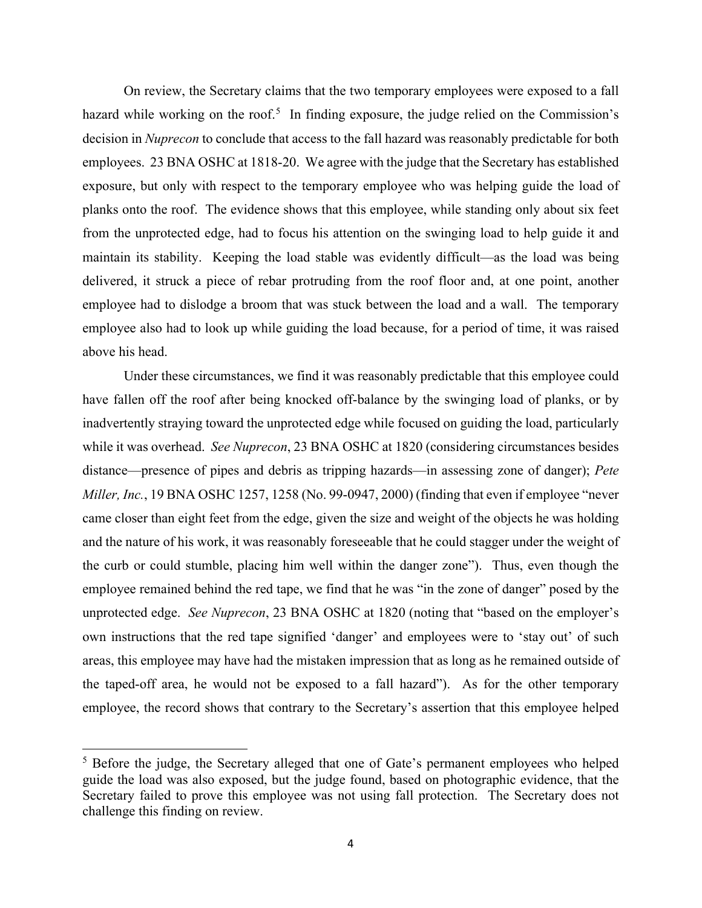On review, the Secretary claims that the two temporary employees were exposed to a fall hazard while working on the roof.[5] In finding exposure, the judge relied on the Commission's decision in *Nuprecon* to conclude that access to the fall hazard was reasonably predictable for both employees. 23 BNA OSHC at 1818-20. We agree with the judge that the Secretary has established exposure, but only with respect to the temporary employee who was helping guide the load of planks onto the roof. The evidence shows that this employee, while standing only about six feet from the unprotected edge, had to focus his attention on the swinging load to help guide it and maintain its stability. Keeping the load stable was evidently difficult—as the load was being delivered, it struck a piece of rebar protruding from the roof floor and, at one point, another employee had to dislodge a broom that was stuck between the load and a wall. The temporary employee also had to look up while guiding the load because, for a period of time, it was raised above his head.

Under these circumstances, we find it was reasonably predictable that this employee could have fallen off the roof after being knocked off-balance by the swinging load of planks, or by inadvertently straying toward the unprotected edge while focused on guiding the load, particularly while it was overhead. *See Nuprecon*, 23 BNA OSHC at 1820 (considering circumstances besides distance—presence of pipes and debris as tripping hazards—in assessing zone of danger); *Pete Miller, Inc.*, 19 BNA OSHC 1257, 1258 (No. 99-0947, 2000) (finding that even if employee "never came closer than eight feet from the edge, given the size and weight of the objects he was holding and the nature of his work, it was reasonably foreseeable that he could stagger under the weight of the curb or could stumble, placing him well within the danger zone"). Thus, even though the employee remained behind the red tape, we find that he was "in the zone of danger" posed by the unprotected edge. *See Nuprecon*, 23 BNA OSHC at 1820 (noting that "based on the employer's own instructions that the red tape signified 'danger' and employees were to 'stay out' of such areas, this employee may have had the mistaken impression that as long as he remained outside of the taped-off area, he would not be exposed to a fall hazard"). As for the other temporary employee, the record shows that contrary to the Secretary's assertion that this employee helped

[5] Before the judge, the Secretary alleged that one of Gate's permanent employees who helped guide the load was also exposed, but the judge found, based on photographic evidence, that the Secretary failed to prove this employee was not using fall protection. The Secretary does not challenge this finding on review.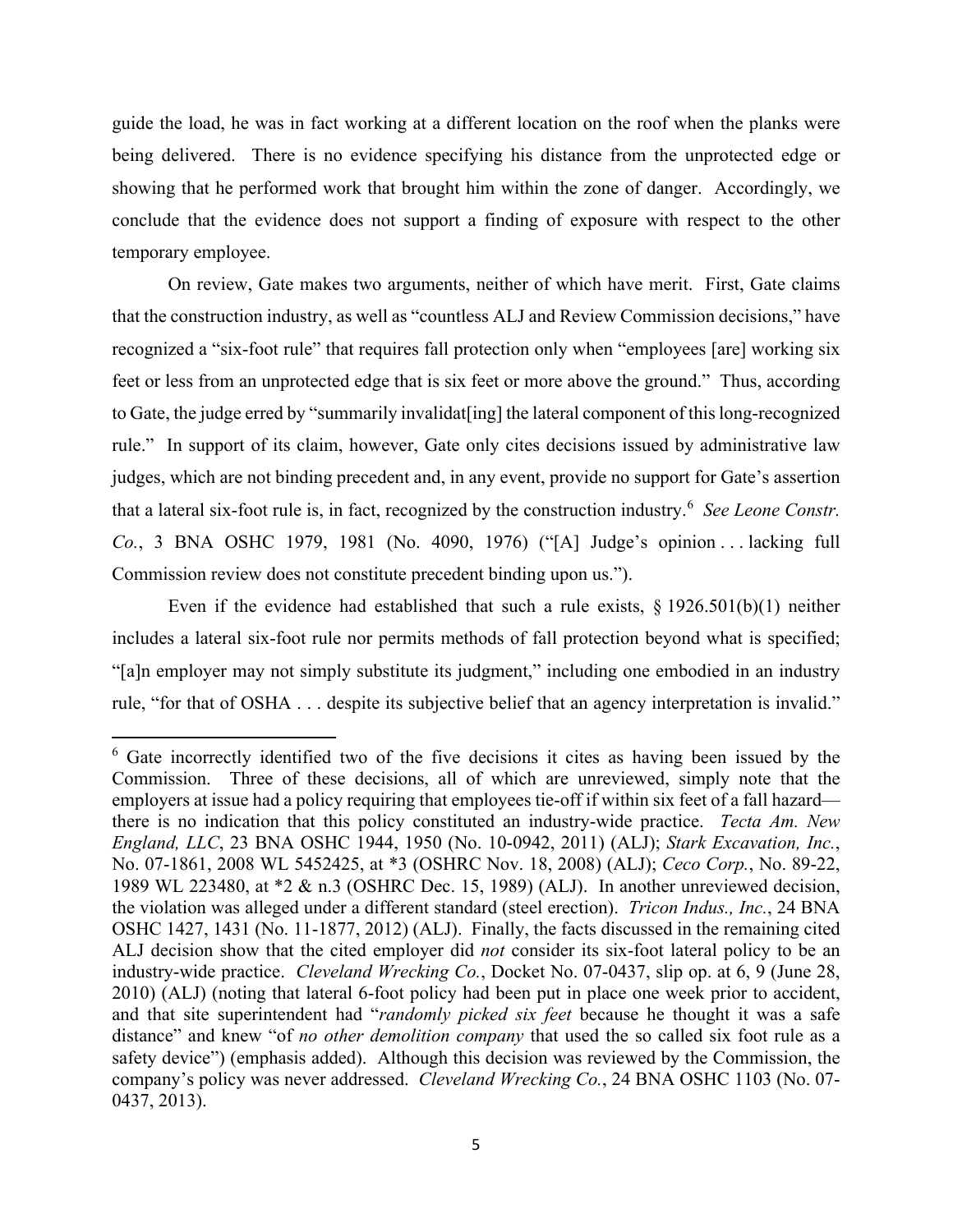guide the load, he was in fact working at a different location on the roof when the planks were being delivered. There is no evidence specifying his distance from the unprotected edge or showing that he performed work that brought him within the zone of danger. Accordingly, we conclude that the evidence does not support a finding of exposure with respect to the other temporary employee.

On review, Gate makes two arguments, neither of which have merit. First, Gate claims that the construction industry, as well as "countless ALJ and Review Commission decisions," have recognized a "six-foot rule" that requires fall protection only when "employees [are] working six feet or less from an unprotected edge that is six feet or more above the ground." Thus, according to Gate, the judge erred by "summarily invalidat[ing] the lateral component of this long-recognized rule." In support of its claim, however, Gate only cites decisions issued by administrative law judges, which are not binding precedent and, in any event, provide no support for Gate's assertion that a lateral six-foot rule is, in fact, recognized by the construction industry.[6] *See Leone Constr. Co.*, 3 BNA OSHC 1979, 1981 (No. 4090, 1976) ("[A] Judge's opinion . . . lacking full Commission review does not constitute precedent binding upon us.").

Even if the evidence had established that such a rule exists, § 1926.501(b)(1) neither includes a lateral six-foot rule nor permits methods of fall protection beyond what is specified; "[a]n employer may not simply substitute its judgment," including one embodied in an industry rule, "for that of OSHA . . . despite its subjective belief that an agency interpretation is invalid."

[6] Gate incorrectly identified two of the five decisions it cites as having been issued by the Commission. Three of these decisions, all of which are unreviewed, simply note that the employers at issue had a policy requiring that employees tie-off if within six feet of a fall hazard—there is no indication that this policy constituted an industry-wide practice. *Tecta Am. New England, LLC*, 23 BNA OSHC 1944, 1950 (No. 10-0942, 2011) (ALJ); *Stark Excavation, Inc.*, No. 07-1861, 2008 WL 5452425, at *3 (OSHRC Nov. 18, 2008) (ALJ); *Ceco Corp.*, No. 89-22, 1989 WL 223480, at *2 & n.3 (OSHRC Dec. 15, 1989) (ALJ). In another unreviewed decision, the violation was alleged under a different standard (steel erection). *Tricon Indus., Inc.*, 24 BNA OSHC 1427, 1431 (No. 11-1877, 2012) (ALJ). Finally, the facts discussed in the remaining cited ALJ decision show that the cited employer did *not* consider its six-foot lateral policy to be an industry-wide practice. *Cleveland Wrecking Co.*, Docket No. 07-0437, slip op. at 6, 9 (June 28, 2010) (ALJ) (noting that lateral 6-foot policy had been put in place one week prior to accident, and that site superintendent had "*randomly picked six feet* because he thought it was a safe distance" and knew "of *no other demolition company* that used the so called six foot rule as a safety device") (emphasis added). Although this decision was reviewed by the Commission, the company's policy was never addressed. *Cleveland Wrecking Co.*, 24 BNA OSHC 1103 (No. 07-0437, 2013).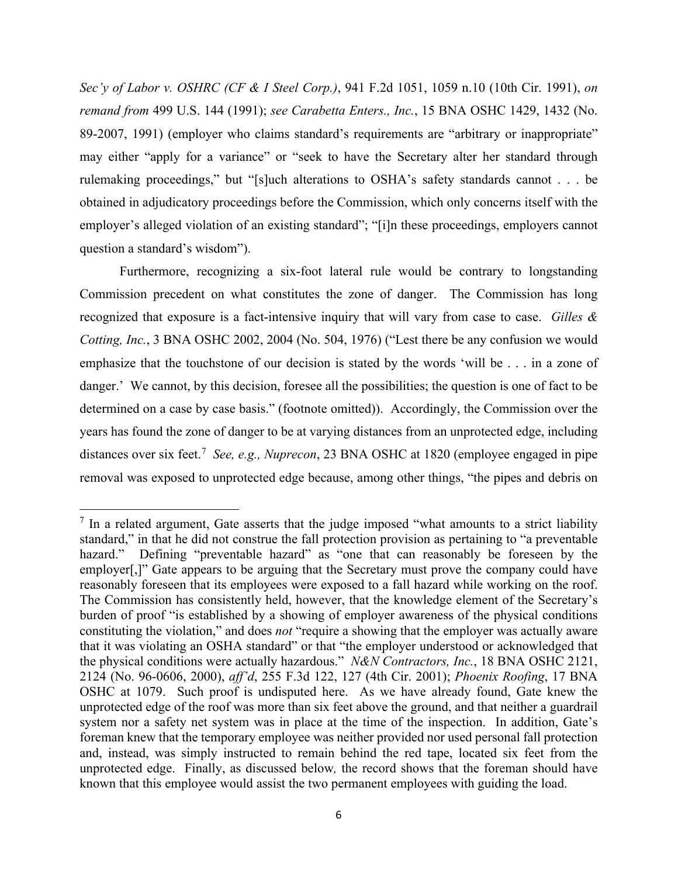*Sec'y of Labor v. OSHRC (CF & I Steel Corp.)*, 941 F.2d 1051, 1059 n.10 (10th Cir. 1991), *on remand from* 499 U.S. 144 (1991); *see Carabetta Enters., Inc.*, 15 BNA OSHC 1429, 1432 (No. 89-2007, 1991) (employer who claims standard's requirements are "arbitrary or inappropriate" may either "apply for a variance" or "seek to have the Secretary alter her standard through rulemaking proceedings," but "[s]uch alterations to OSHA's safety standards cannot . . . be obtained in adjudicatory proceedings before the Commission, which only concerns itself with the employer's alleged violation of an existing standard"; "[i]n these proceedings, employers cannot question a standard's wisdom").

Furthermore, recognizing a six-foot lateral rule would be contrary to longstanding Commission precedent on what constitutes the zone of danger. The Commission has long recognized that exposure is a fact-intensive inquiry that will vary from case to case. *Gilles & Cotting, Inc.*, 3 BNA OSHC 2002, 2004 (No. 504, 1976) ("Lest there be any confusion we would emphasize that the touchstone of our decision is stated by the words 'will be . . . in a zone of danger.' We cannot, by this decision, foresee all the possibilities; the question is one of fact to be determined on a case by case basis." (footnote omitted)). Accordingly, the Commission over the years has found the zone of danger to be at varying distances from an unprotected edge, including distances over six feet.[7] *See, e.g., Nuprecon*, 23 BNA OSHC at 1820 (employee engaged in pipe removal was exposed to unprotected edge because, among other things, "the pipes and debris on

---

[7] In a related argument, Gate asserts that the judge imposed "what amounts to a strict liability standard," in that he did not construe the fall protection provision as pertaining to "a preventable hazard." Defining "preventable hazard" as "one that can reasonably be foreseen by the employer[,]" Gate appears to be arguing that the Secretary must prove the company could have reasonably foreseen that its employees were exposed to a fall hazard while working on the roof. The Commission has consistently held, however, that the knowledge element of the Secretary's burden of proof "is established by a showing of employer awareness of the physical conditions constituting the violation," and does *not* "require a showing that the employer was actually aware that it was violating an OSHA standard" or that "the employer understood or acknowledged that the physical conditions were actually hazardous." *N&N Contractors, Inc.*, 18 BNA OSHC 2121, 2124 (No. 96-0606, 2000), *aff'd*, 255 F.3d 122, 127 (4th Cir. 2001); *Phoenix Roofing*, 17 BNA OSHC at 1079. Such proof is undisputed here. As we have already found, Gate knew the unprotected edge of the roof was more than six feet above the ground, and that neither a guardrail system nor a safety net system was in place at the time of the inspection. In addition, Gate's foreman knew that the temporary employee was neither provided nor used personal fall protection and, instead, was simply instructed to remain behind the red tape, located six feet from the unprotected edge. Finally, as discussed below*,* the record shows that the foreman should have known that this employee would assist the two permanent employees with guiding the load.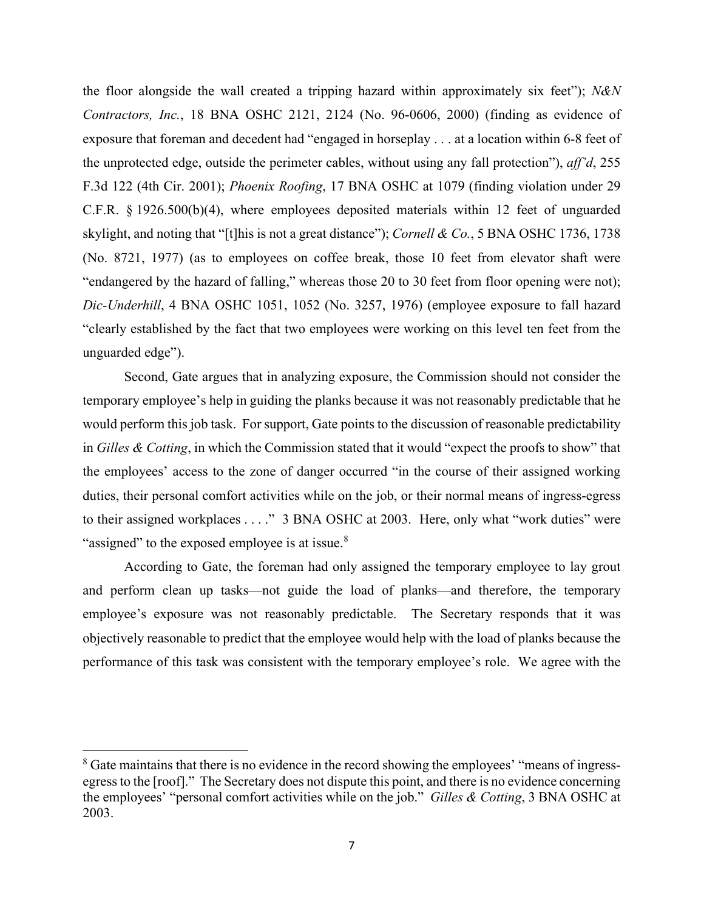the floor alongside the wall created a tripping hazard within approximately six feet"); *N&N Contractors, Inc.*, 18 BNA OSHC 2121, 2124 (No. 96-0606, 2000) (finding as evidence of exposure that foreman and decedent had "engaged in horseplay . . . at a location within 6-8 feet of the unprotected edge, outside the perimeter cables, without using any fall protection"), *aff'd*, 255 F.3d 122 (4th Cir. 2001); *Phoenix Roofing*, 17 BNA OSHC at 1079 (finding violation under 29 C.F.R. § 1926.500(b)(4), where employees deposited materials within 12 feet of unguarded skylight, and noting that "[t]his is not a great distance"); *Cornell & Co.*, 5 BNA OSHC 1736, 1738 (No. 8721, 1977) (as to employees on coffee break, those 10 feet from elevator shaft were "endangered by the hazard of falling," whereas those 20 to 30 feet from floor opening were not); *Dic-Underhill*, 4 BNA OSHC 1051, 1052 (No. 3257, 1976) (employee exposure to fall hazard "clearly established by the fact that two employees were working on this level ten feet from the unguarded edge").

Second, Gate argues that in analyzing exposure, the Commission should not consider the temporary employee's help in guiding the planks because it was not reasonably predictable that he would perform this job task. For support, Gate points to the discussion of reasonable predictability in *Gilles & Cotting*, in which the Commission stated that it would "expect the proofs to show" that the employees' access to the zone of danger occurred "in the course of their assigned working duties, their personal comfort activities while on the job, or their normal means of ingress-egress to their assigned workplaces . . . ." 3 BNA OSHC at 2003. Here, only what "work duties" were "assigned" to the exposed employee is at issue.[8]

According to Gate, the foreman had only assigned the temporary employee to lay grout and perform clean up tasks—not guide the load of planks—and therefore, the temporary employee's exposure was not reasonably predictable. The Secretary responds that it was objectively reasonable to predict that the employee would help with the load of planks because the performance of this task was consistent with the temporary employee's role. We agree with the

---

[8] Gate maintains that there is no evidence in the record showing the employees' "means of ingress-egress to the [roof]." The Secretary does not dispute this point, and there is no evidence concerning the employees' "personal comfort activities while on the job." *Gilles & Cotting*, 3 BNA OSHC at 2003.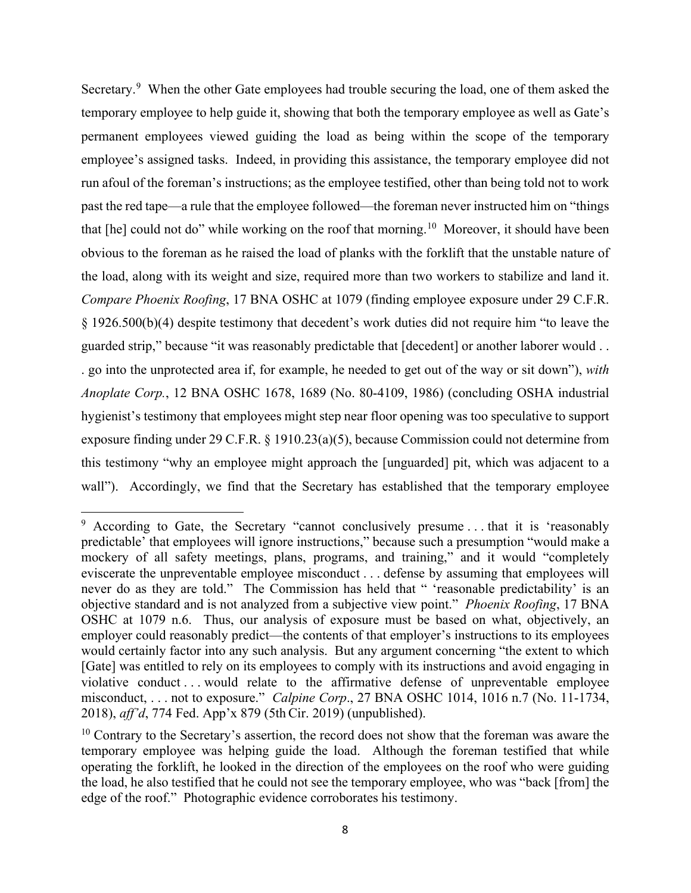Secretary.[9] When the other Gate employees had trouble securing the load, one of them asked the temporary employee to help guide it, showing that both the temporary employee as well as Gate's permanent employees viewed guiding the load as being within the scope of the temporary employee's assigned tasks. Indeed, in providing this assistance, the temporary employee did not run afoul of the foreman's instructions; as the employee testified, other than being told not to work past the red tape—a rule that the employee followed—the foreman never instructed him on "things that [he] could not do" while working on the roof that morning.[10] Moreover, it should have been obvious to the foreman as he raised the load of planks with the forklift that the unstable nature of the load, along with its weight and size, required more than two workers to stabilize and land it. *Compare Phoenix Roofing*, 17 BNA OSHC at 1079 (finding employee exposure under 29 C.F.R. § 1926.500(b)(4) despite testimony that decedent's work duties did not require him "to leave the guarded strip," because "it was reasonably predictable that [decedent] or another laborer would . . . go into the unprotected area if, for example, he needed to get out of the way or sit down"), *with Anoplate Corp.*, 12 BNA OSHC 1678, 1689 (No. 80-4109, 1986) (concluding OSHA industrial hygienist's testimony that employees might step near floor opening was too speculative to support exposure finding under 29 C.F.R. § 1910.23(a)(5), because Commission could not determine from this testimony "why an employee might approach the [unguarded] pit, which was adjacent to a wall"). Accordingly, we find that the Secretary has established that the temporary employee

---

[9] According to Gate, the Secretary "cannot conclusively presume . . . that it is 'reasonably predictable' that employees will ignore instructions," because such a presumption "would make a mockery of all safety meetings, plans, programs, and training," and it would "completely eviscerate the unpreventable employee misconduct . . . defense by assuming that employees will never do as they are told." The Commission has held that " 'reasonable predictability' is an objective standard and is not analyzed from a subjective view point." *Phoenix Roofing*, 17 BNA OSHC at 1079 n.6. Thus, our analysis of exposure must be based on what, objectively, an employer could reasonably predict—the contents of that employer's instructions to its employees would certainly factor into any such analysis. But any argument concerning "the extent to which [Gate] was entitled to rely on its employees to comply with its instructions and avoid engaging in violative conduct . . . would relate to the affirmative defense of unpreventable employee misconduct, . . . not to exposure." *Calpine Corp*., 27 BNA OSHC 1014, 1016 n.7 (No. 11-1734, 2018), *aff'd*, 774 Fed. App'x 879 (5th Cir. 2019) (unpublished).

[10] Contrary to the Secretary's assertion, the record does not show that the foreman was aware the temporary employee was helping guide the load. Although the foreman testified that while operating the forklift, he looked in the direction of the employees on the roof who were guiding the load, he also testified that he could not see the temporary employee, who was "back [from] the edge of the roof." Photographic evidence corroborates his testimony.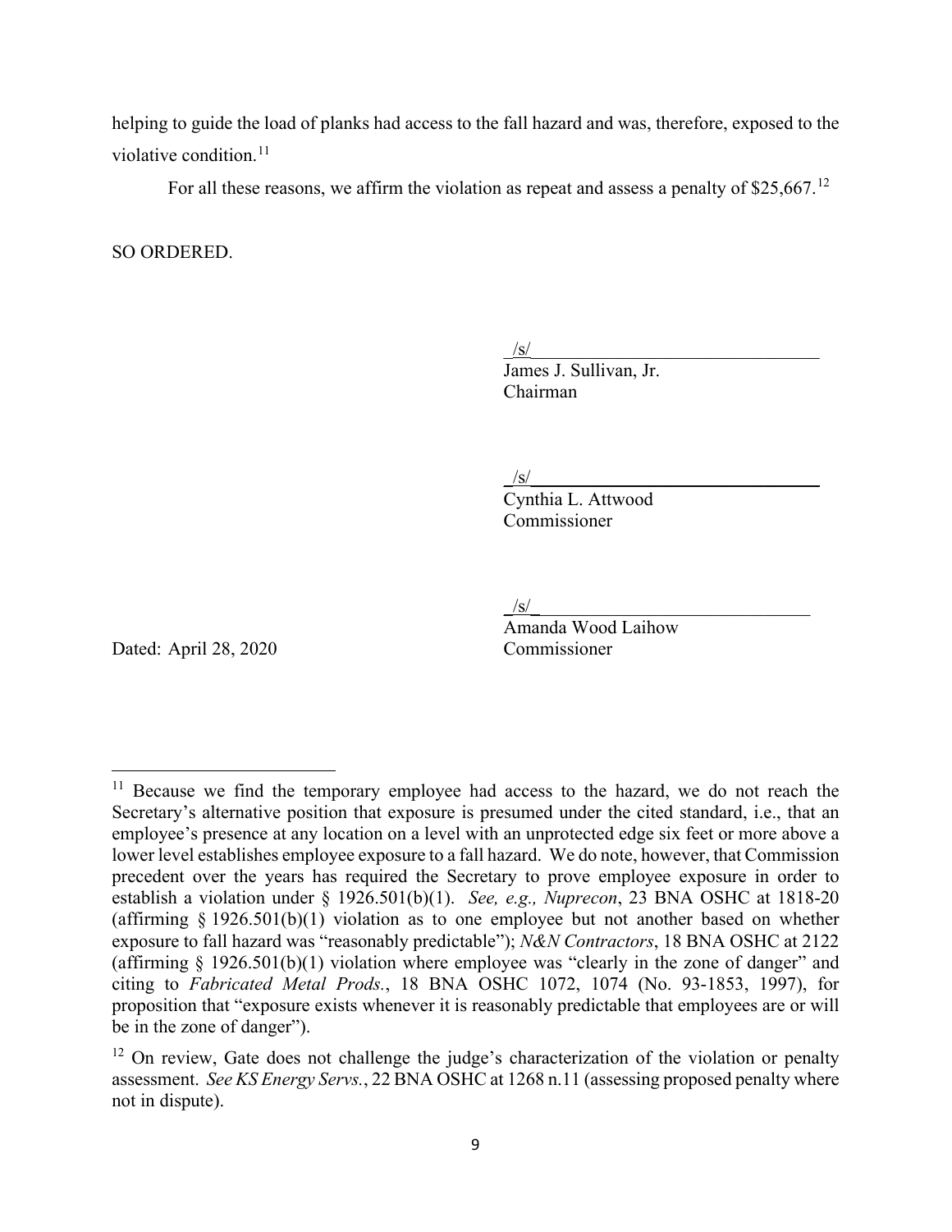helping to guide the load of planks had access to the fall hazard and was, therefore, exposed to the violative condition.[11]

For all these reasons, we affirm the violation as repeat and assess a penalty of $25,667.[12]

SO ORDERED.

/s/
James J. Sullivan, Jr.
Chairman

/s/
Cynthia L. Attwood
Commissioner

/s/
Amanda Wood Laihow
Commissioner

Dated: April 28, 2020

---

[11] Because we find the temporary employee had access to the hazard, we do not reach the Secretary's alternative position that exposure is presumed under the cited standard, i.e., that an employee's presence at any location on a level with an unprotected edge six feet or more above a lower level establishes employee exposure to a fall hazard. We do note, however, that Commission precedent over the years has required the Secretary to prove employee exposure in order to establish a violation under § 1926.501(b)(1). *See, e.g., Nuprecon*, 23 BNA OSHC at 1818-20 (affirming § 1926.501(b)(1) violation as to one employee but not another based on whether exposure to fall hazard was "reasonably predictable"); *N&N Contractors*, 18 BNA OSHC at 2122 (affirming § 1926.501(b)(1) violation where employee was "clearly in the zone of danger" and citing to *Fabricated Metal Prods.*, 18 BNA OSHC 1072, 1074 (No. 93-1853, 1997), for proposition that "exposure exists whenever it is reasonably predictable that employees are or will be in the zone of danger").

[12] On review, Gate does not challenge the judge's characterization of the violation or penalty assessment. *See KS Energy Servs.*, 22 BNA OSHC at 1268 n.11 (assessing proposed penalty where not in dispute).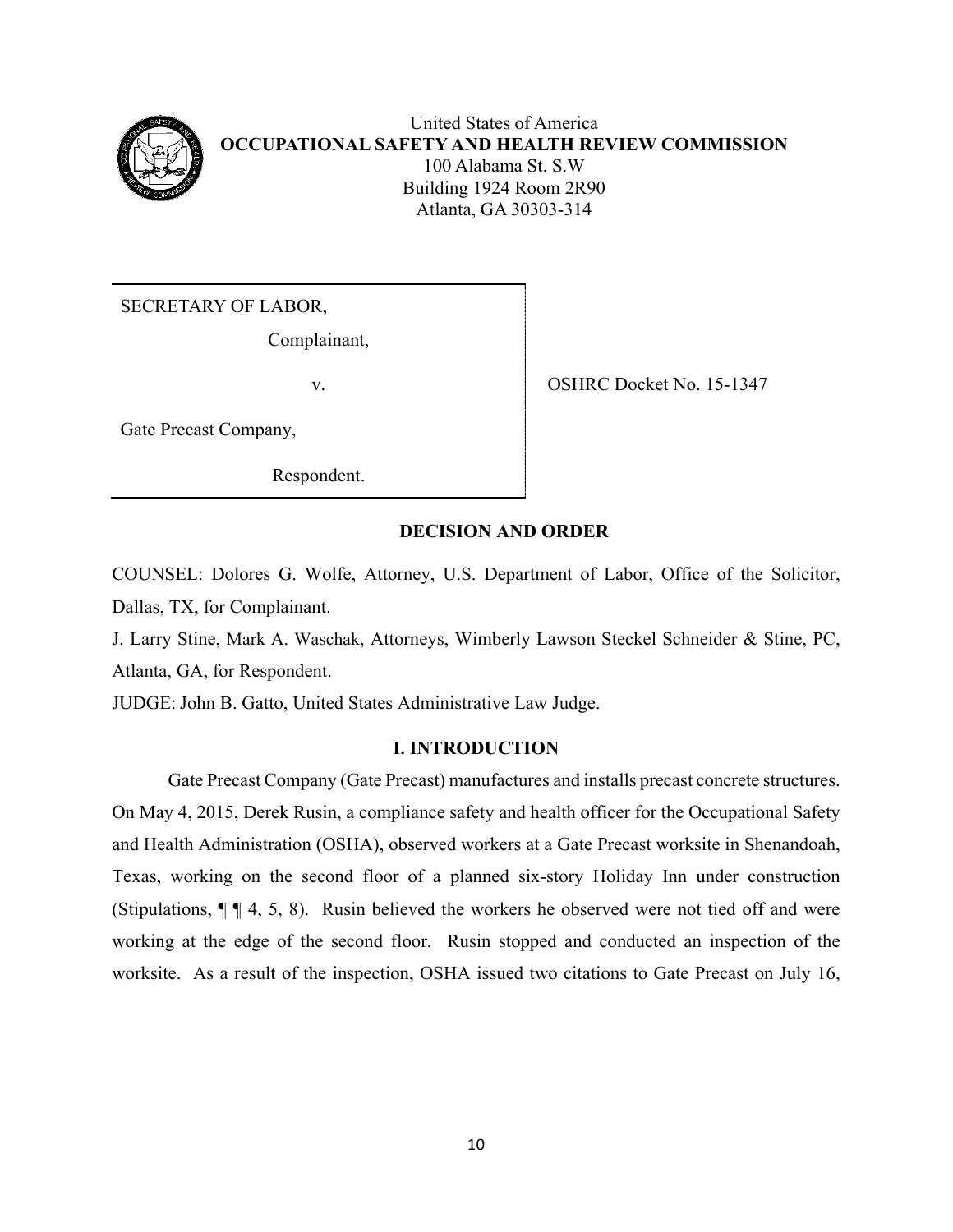United States of America
**OCCUPATIONAL SAFETY AND HEALTH REVIEW COMMISSION**
100 Alabama St. S.W
Building 1924 Room 2R90
Atlanta, GA 30303-314

| | |
|---|---|
| SECRETARY OF LABOR,<br>Complainant,<br>v.<br>Gate Precast Company,<br>Respondent. | OSHRC Docket No. 15-1347 |

## DECISION AND ORDER

COUNSEL: Dolores G. Wolfe, Attorney, U.S. Department of Labor, Office of the Solicitor, Dallas, TX, for Complainant.

J. Larry Stine, Mark A. Waschak, Attorneys, Wimberly Lawson Steckel Schneider & Stine, PC, Atlanta, GA, for Respondent.

JUDGE: John B. Gatto, United States Administrative Law Judge.

## I. INTRODUCTION

Gate Precast Company (Gate Precast) manufactures and installs precast concrete structures. On May 4, 2015, Derek Rusin, a compliance safety and health officer for the Occupational Safety and Health Administration (OSHA), observed workers at a Gate Precast worksite in Shenandoah, Texas, working on the second floor of a planned six-story Holiday Inn under construction (Stipulations, ¶ ¶ 4, 5, 8). Rusin believed the workers he observed were not tied off and were working at the edge of the second floor. Rusin stopped and conducted an inspection of the worksite. As a result of the inspection, OSHA issued two citations to Gate Precast on July 16,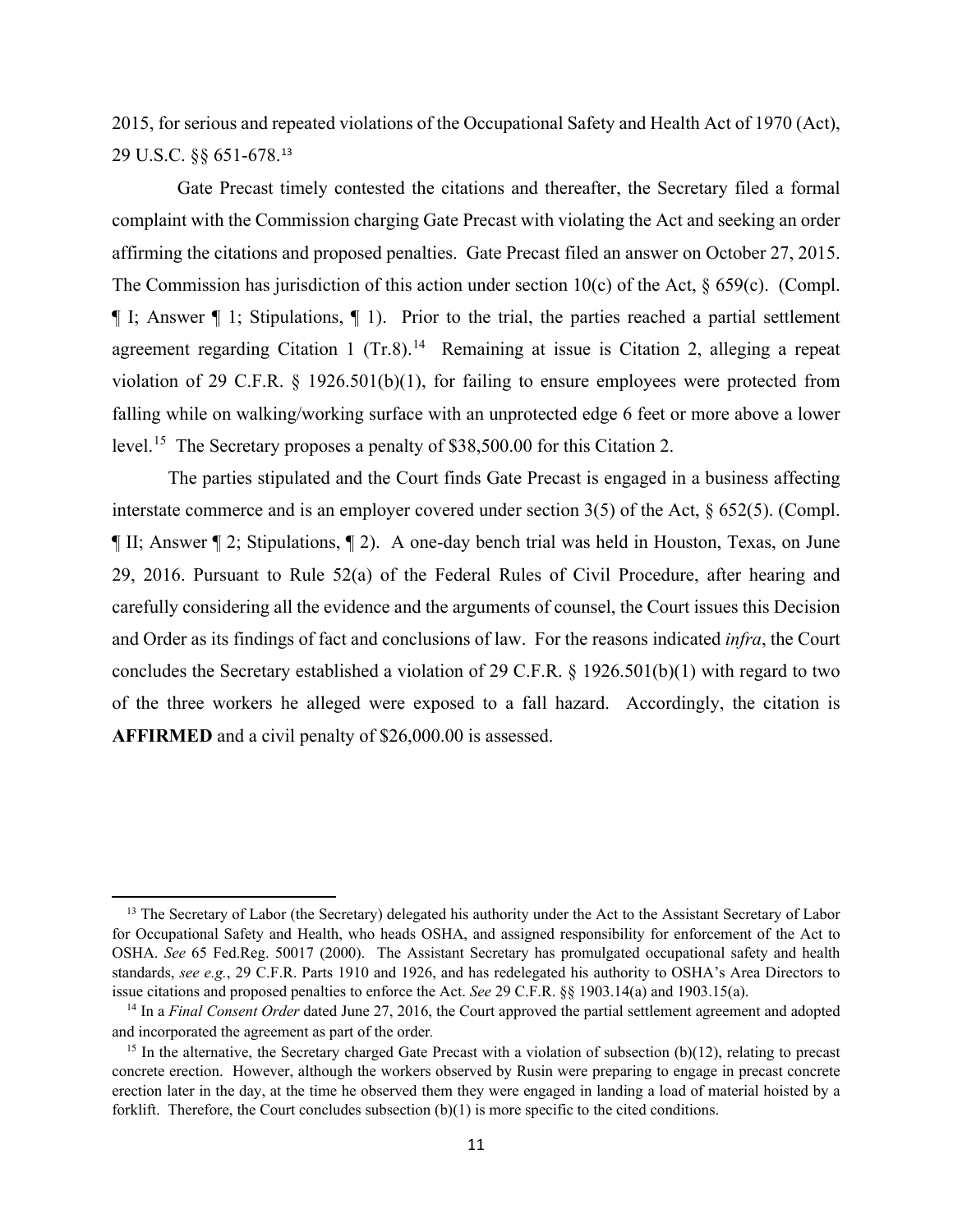2015, for serious and repeated violations of the Occupational Safety and Health Act of 1970 (Act), 29 U.S.C. §§ 651-678.[13]

Gate Precast timely contested the citations and thereafter, the Secretary filed a formal complaint with the Commission charging Gate Precast with violating the Act and seeking an order affirming the citations and proposed penalties. Gate Precast filed an answer on October 27, 2015. The Commission has jurisdiction of this action under section 10(c) of the Act, § 659(c). (Compl. ¶ I; Answer ¶ 1; Stipulations, ¶ 1). Prior to the trial, the parties reached a partial settlement agreement regarding Citation 1 (Tr.8).[14] Remaining at issue is Citation 2, alleging a repeat violation of 29 C.F.R. § 1926.501(b)(1), for failing to ensure employees were protected from falling while on walking/working surface with an unprotected edge 6 feet or more above a lower level.[15] The Secretary proposes a penalty of $38,500.00 for this Citation 2.

The parties stipulated and the Court finds Gate Precast is engaged in a business affecting interstate commerce and is an employer covered under section 3(5) of the Act, § 652(5). (Compl. ¶ II; Answer ¶ 2; Stipulations, ¶ 2). A one-day bench trial was held in Houston, Texas, on June 29, 2016. Pursuant to Rule 52(a) of the Federal Rules of Civil Procedure, after hearing and carefully considering all the evidence and the arguments of counsel, the Court issues this Decision and Order as its findings of fact and conclusions of law. For the reasons indicated *infra*, the Court concludes the Secretary established a violation of 29 C.F.R. § 1926.501(b)(1) with regard to two of the three workers he alleged were exposed to a fall hazard. Accordingly, the citation is **AFFIRMED** and a civil penalty of $26,000.00 is assessed.

---

[13] The Secretary of Labor (the Secretary) delegated his authority under the Act to the Assistant Secretary of Labor for Occupational Safety and Health, who heads OSHA, and assigned responsibility for enforcement of the Act to OSHA. *See* 65 Fed.Reg. 50017 (2000). The Assistant Secretary has promulgated occupational safety and health standards, *see e.g.*, 29 C.F.R. Parts 1910 and 1926, and has redelegated his authority to OSHA's Area Directors to issue citations and proposed penalties to enforce the Act. *See* 29 C.F.R. §§ 1903.14(a) and 1903.15(a).

[14] In a *Final Consent Order* dated June 27, 2016, the Court approved the partial settlement agreement and adopted and incorporated the agreement as part of the order.

[15] In the alternative, the Secretary charged Gate Precast with a violation of subsection (b)(12), relating to precast concrete erection. However, although the workers observed by Rusin were preparing to engage in precast concrete erection later in the day, at the time he observed them they were engaged in landing a load of material hoisted by a forklift. Therefore, the Court concludes subsection (b)(1) is more specific to the cited conditions.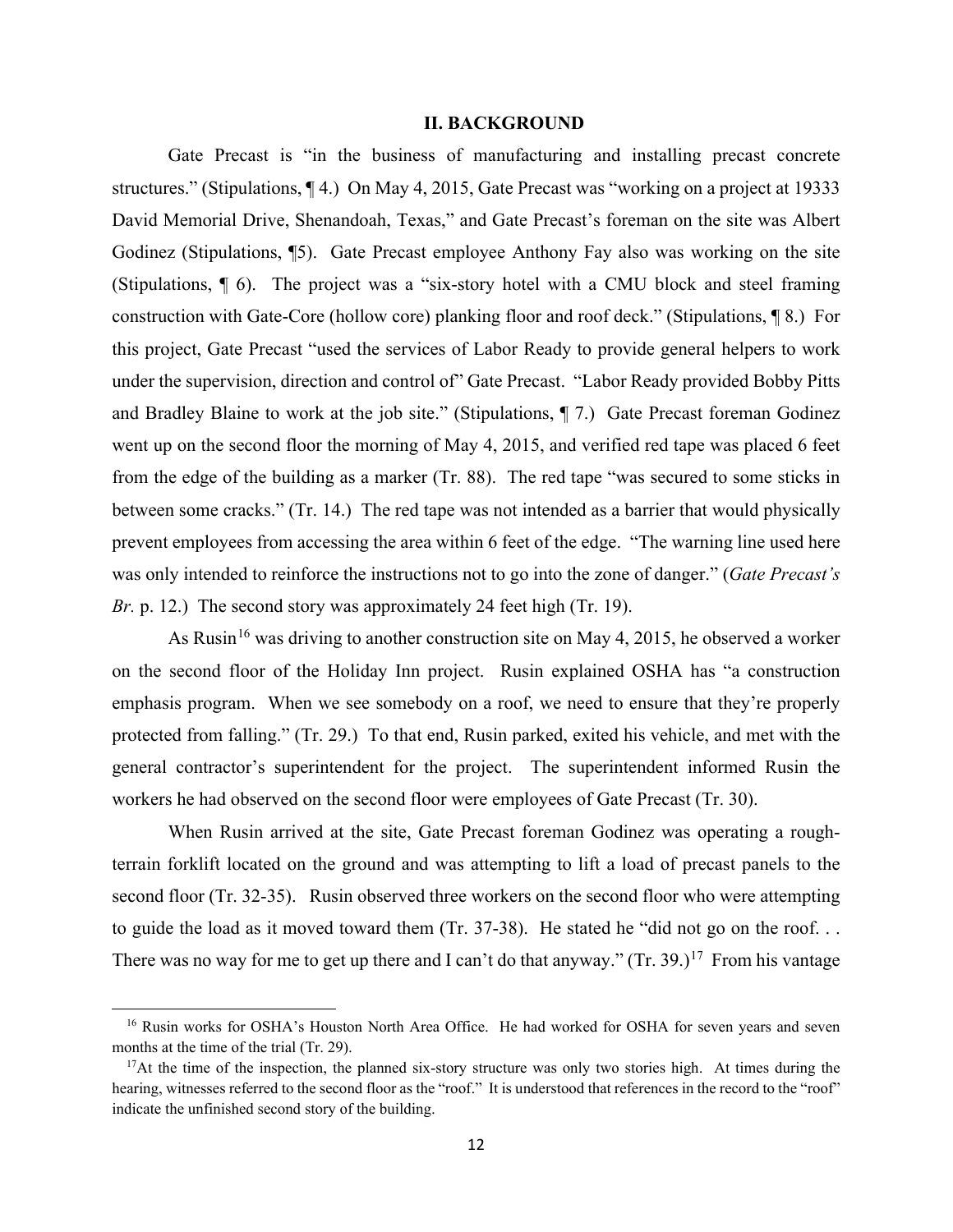## II. BACKGROUND

Gate Precast is "in the business of manufacturing and installing precast concrete structures." (Stipulations, ¶ 4.) On May 4, 2015, Gate Precast was "working on a project at 19333 David Memorial Drive, Shenandoah, Texas," and Gate Precast's foreman on the site was Albert Godinez (Stipulations, ¶5). Gate Precast employee Anthony Fay also was working on the site (Stipulations, ¶ 6). The project was a "six-story hotel with a CMU block and steel framing construction with Gate-Core (hollow core) planking floor and roof deck." (Stipulations, ¶ 8.) For this project, Gate Precast "used the services of Labor Ready to provide general helpers to work under the supervision, direction and control of" Gate Precast. "Labor Ready provided Bobby Pitts and Bradley Blaine to work at the job site." (Stipulations, ¶ 7.) Gate Precast foreman Godinez went up on the second floor the morning of May 4, 2015, and verified red tape was placed 6 feet from the edge of the building as a marker (Tr. 88). The red tape "was secured to some sticks in between some cracks." (Tr. 14.) The red tape was not intended as a barrier that would physically prevent employees from accessing the area within 6 feet of the edge. "The warning line used here was only intended to reinforce the instructions not to go into the zone of danger." (*Gate Precast's Br.* p. 12.) The second story was approximately 24 feet high (Tr. 19).

As Rusin[16] was driving to another construction site on May 4, 2015, he observed a worker on the second floor of the Holiday Inn project. Rusin explained OSHA has "a construction emphasis program. When we see somebody on a roof, we need to ensure that they're properly protected from falling." (Tr. 29.) To that end, Rusin parked, exited his vehicle, and met with the general contractor's superintendent for the project. The superintendent informed Rusin the workers he had observed on the second floor were employees of Gate Precast (Tr. 30).

When Rusin arrived at the site, Gate Precast foreman Godinez was operating a rough-terrain forklift located on the ground and was attempting to lift a load of precast panels to the second floor (Tr. 32-35). Rusin observed three workers on the second floor who were attempting to guide the load as it moved toward them (Tr. 37-38). He stated he "did not go on the roof. . . There was no way for me to get up there and I can't do that anyway." (Tr. 39.)[17] From his vantage

---

[16] Rusin works for OSHA's Houston North Area Office. He had worked for OSHA for seven years and seven months at the time of the trial (Tr. 29).

[17] At the time of the inspection, the planned six-story structure was only two stories high. At times during the hearing, witnesses referred to the second floor as the "roof." It is understood that references in the record to the "roof" indicate the unfinished second story of the building.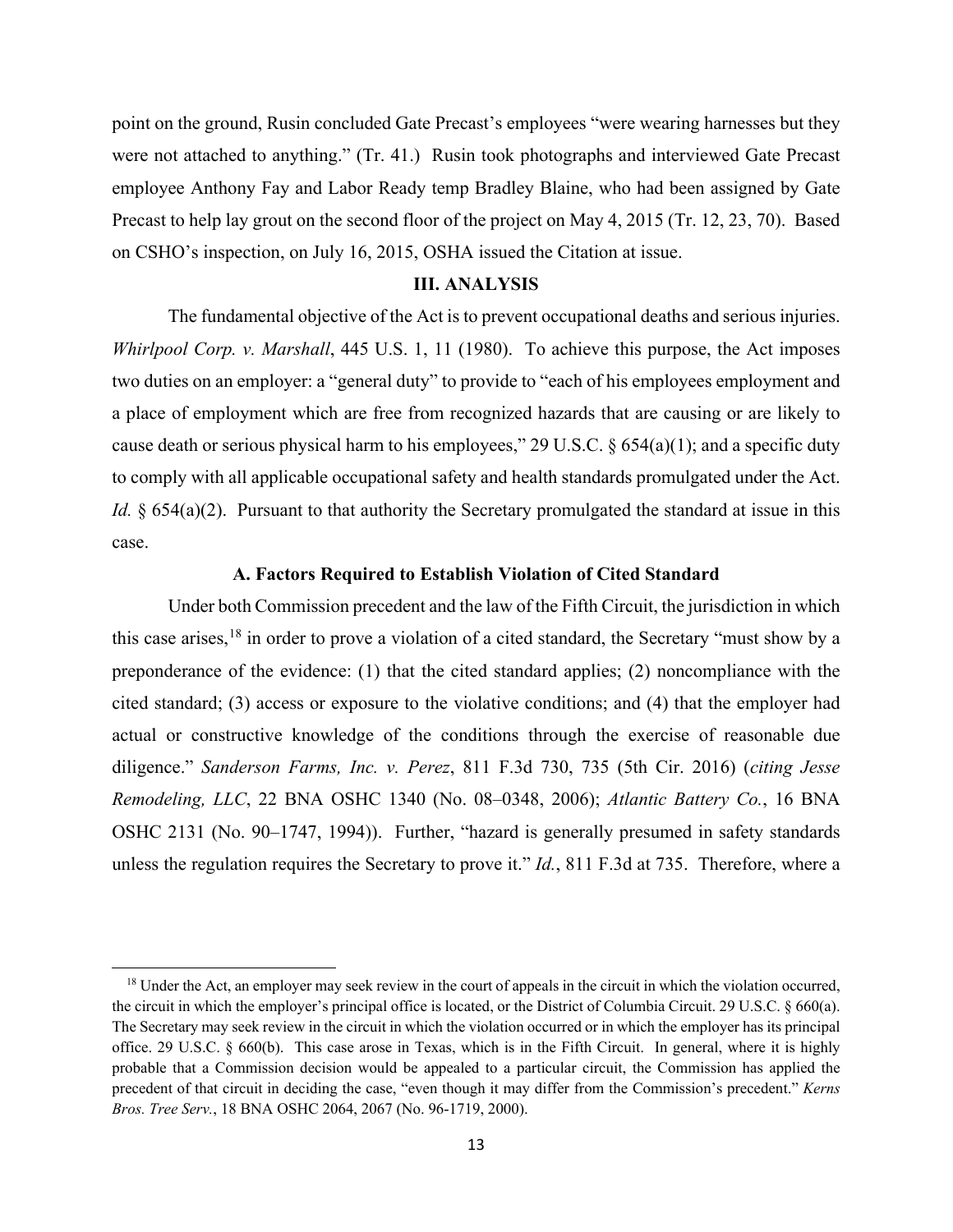point on the ground, Rusin concluded Gate Precast's employees "were wearing harnesses but they were not attached to anything." (Tr. 41.) Rusin took photographs and interviewed Gate Precast employee Anthony Fay and Labor Ready temp Bradley Blaine, who had been assigned by Gate Precast to help lay grout on the second floor of the project on May 4, 2015 (Tr. 12, 23, 70). Based on CSHO's inspection, on July 16, 2015, OSHA issued the Citation at issue.

## III. ANALYSIS

The fundamental objective of the Act is to prevent occupational deaths and serious injuries. *Whirlpool Corp. v. Marshall*, 445 U.S. 1, 11 (1980). To achieve this purpose, the Act imposes two duties on an employer: a "general duty" to provide to "each of his employees employment and a place of employment which are free from recognized hazards that are causing or are likely to cause death or serious physical harm to his employees," 29 U.S.C. § 654(a)(1); and a specific duty to comply with all applicable occupational safety and health standards promulgated under the Act. *Id.* § 654(a)(2). Pursuant to that authority the Secretary promulgated the standard at issue in this case.

### A. Factors Required to Establish Violation of Cited Standard

Under both Commission precedent and the law of the Fifth Circuit, the jurisdiction in which this case arises,[18] in order to prove a violation of a cited standard, the Secretary "must show by a preponderance of the evidence: (1) that the cited standard applies; (2) noncompliance with the cited standard; (3) access or exposure to the violative conditions; and (4) that the employer had actual or constructive knowledge of the conditions through the exercise of reasonable due diligence." *Sanderson Farms, Inc. v. Perez*, 811 F.3d 730, 735 (5th Cir. 2016) (*citing Jesse Remodeling, LLC*, 22 BNA OSHC 1340 (No. 08–0348, 2006); *Atlantic Battery Co.*, 16 BNA OSHC 2131 (No. 90–1747, 1994)). Further, "hazard is generally presumed in safety standards unless the regulation requires the Secretary to prove it." *Id.*, 811 F.3d at 735. Therefore, where a

[18] Under the Act, an employer may seek review in the court of appeals in the circuit in which the violation occurred, the circuit in which the employer's principal office is located, or the District of Columbia Circuit. 29 U.S.C. § 660(a). The Secretary may seek review in the circuit in which the violation occurred or in which the employer has its principal office. 29 U.S.C. § 660(b). This case arose in Texas, which is in the Fifth Circuit. In general, where it is highly probable that a Commission decision would be appealed to a particular circuit, the Commission has applied the precedent of that circuit in deciding the case, "even though it may differ from the Commission's precedent." *Kerns Bros. Tree Serv.*, 18 BNA OSHC 2064, 2067 (No. 96-1719, 2000).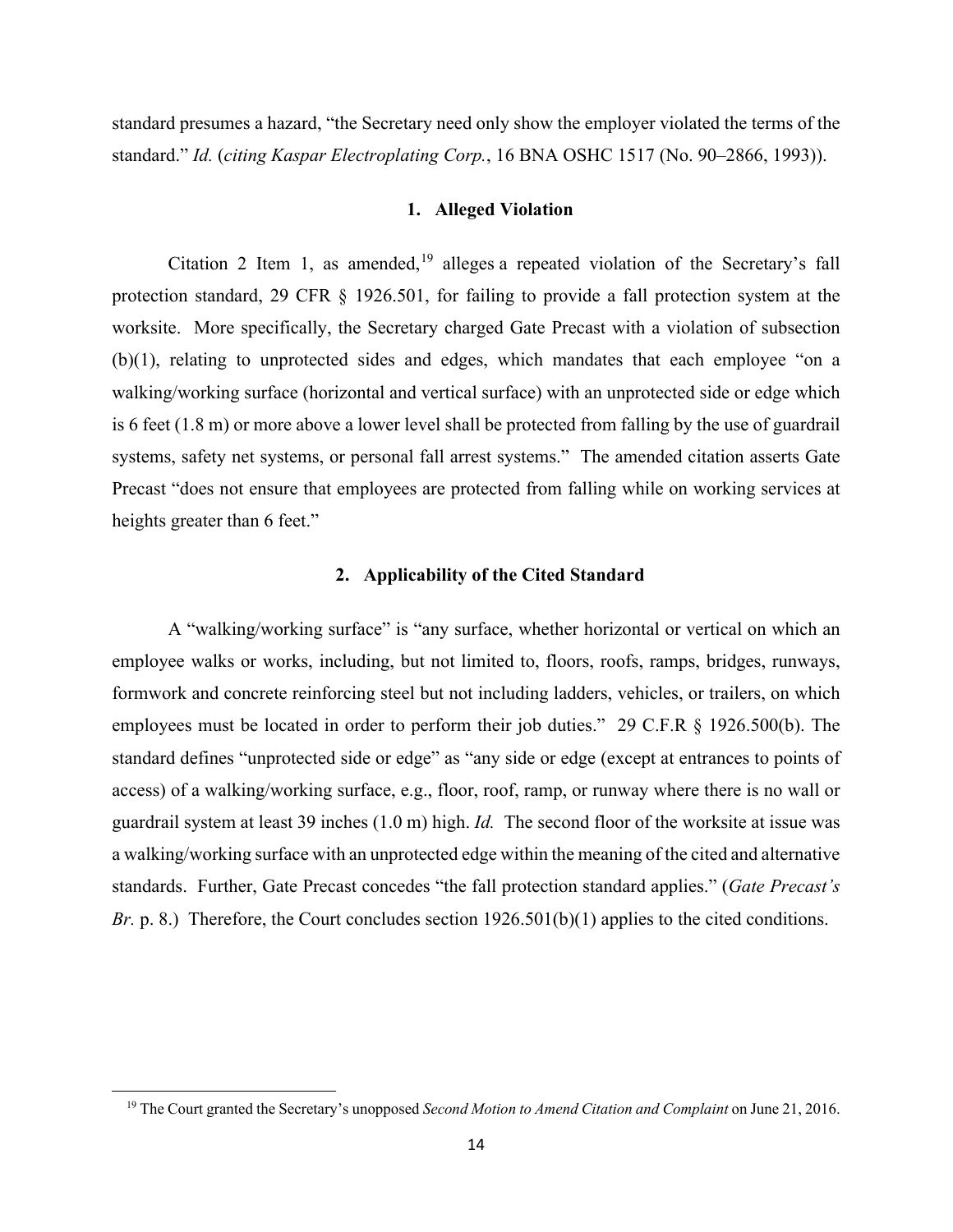standard presumes a hazard, "the Secretary need only show the employer violated the terms of the standard." *Id.* (*citing Kaspar Electroplating Corp.*, 16 BNA OSHC 1517 (No. 90–2866, 1993)).

### 1. Alleged Violation

Citation 2 Item 1, as amended,[19] alleges a repeated violation of the Secretary's fall protection standard, 29 CFR § 1926.501, for failing to provide a fall protection system at the worksite. More specifically, the Secretary charged Gate Precast with a violation of subsection (b)(1), relating to unprotected sides and edges, which mandates that each employee "on a walking/working surface (horizontal and vertical surface) with an unprotected side or edge which is 6 feet (1.8 m) or more above a lower level shall be protected from falling by the use of guardrail systems, safety net systems, or personal fall arrest systems." The amended citation asserts Gate Precast "does not ensure that employees are protected from falling while on working services at heights greater than 6 feet."

### 2. Applicability of the Cited Standard

A "walking/working surface" is "any surface, whether horizontal or vertical on which an employee walks or works, including, but not limited to, floors, roofs, ramps, bridges, runways, formwork and concrete reinforcing steel but not including ladders, vehicles, or trailers, on which employees must be located in order to perform their job duties." 29 C.F.R § 1926.500(b). The standard defines "unprotected side or edge" as "any side or edge (except at entrances to points of access) of a walking/working surface, e.g., floor, roof, ramp, or runway where there is no wall or guardrail system at least 39 inches (1.0 m) high. *Id.* The second floor of the worksite at issue was a walking/working surface with an unprotected edge within the meaning of the cited and alternative standards. Further, Gate Precast concedes "the fall protection standard applies." (*Gate Precast's Br.* p. 8.) Therefore, the Court concludes section 1926.501(b)(1) applies to the cited conditions.

[19] The Court granted the Secretary's unopposed *Second Motion to Amend Citation and Complaint* on June 21, 2016.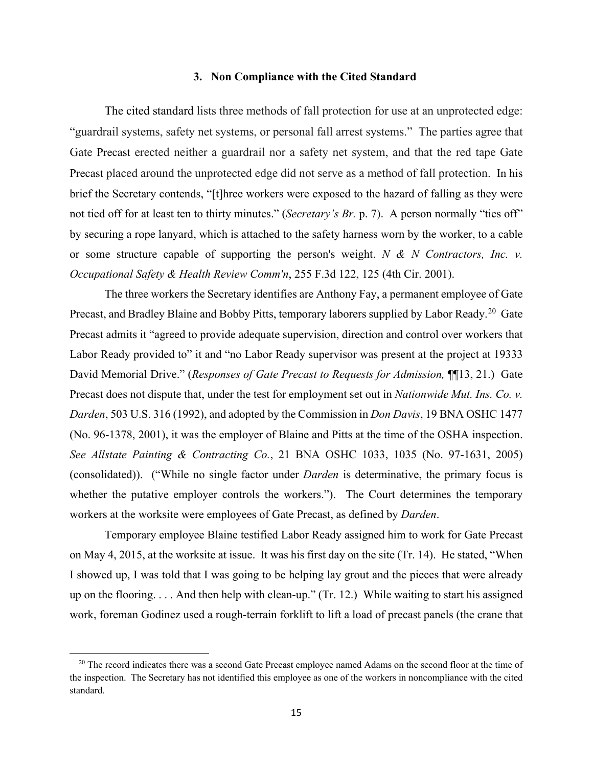### 3. Non Compliance with the Cited Standard

The cited standard lists three methods of fall protection for use at an unprotected edge: "guardrail systems, safety net systems, or personal fall arrest systems." The parties agree that Gate Precast erected neither a guardrail nor a safety net system, and that the red tape Gate Precast placed around the unprotected edge did not serve as a method of fall protection. In his brief the Secretary contends, "[t]hree workers were exposed to the hazard of falling as they were not tied off for at least ten to thirty minutes." (*Secretary's Br.* p. 7). A person normally "ties off" by securing a rope lanyard, which is attached to the safety harness worn by the worker, to a cable or some structure capable of supporting the person's weight. *N & N Contractors, Inc. v. Occupational Safety & Health Review Comm'n*, 255 F.3d 122, 125 (4th Cir. 2001).

The three workers the Secretary identifies are Anthony Fay, a permanent employee of Gate Precast, and Bradley Blaine and Bobby Pitts, temporary laborers supplied by Labor Ready.[20] Gate Precast admits it "agreed to provide adequate supervision, direction and control over workers that Labor Ready provided to" it and "no Labor Ready supervisor was present at the project at 19333 David Memorial Drive." (*Responses of Gate Precast to Requests for Admission,* ¶¶13, 21.) Gate Precast does not dispute that, under the test for employment set out in *Nationwide Mut. Ins. Co. v. Darden*, 503 U.S. 316 (1992), and adopted by the Commission in *Don Davis*, 19 BNA OSHC 1477 (No. 96-1378, 2001), it was the employer of Blaine and Pitts at the time of the OSHA inspection. *See Allstate Painting & Contracting Co.*, 21 BNA OSHC 1033, 1035 (No. 97-1631, 2005) (consolidated)). ("While no single factor under *Darden* is determinative, the primary focus is whether the putative employer controls the workers."). The Court determines the temporary workers at the worksite were employees of Gate Precast, as defined by *Darden*.

Temporary employee Blaine testified Labor Ready assigned him to work for Gate Precast on May 4, 2015, at the worksite at issue. It was his first day on the site (Tr. 14). He stated, "When I showed up, I was told that I was going to be helping lay grout and the pieces that were already up on the flooring. . . . And then help with clean-up." (Tr. 12.) While waiting to start his assigned work, foreman Godinez used a rough-terrain forklift to lift a load of precast panels (the crane that

[20] The record indicates there was a second Gate Precast employee named Adams on the second floor at the time of the inspection. The Secretary has not identified this employee as one of the workers in noncompliance with the cited standard.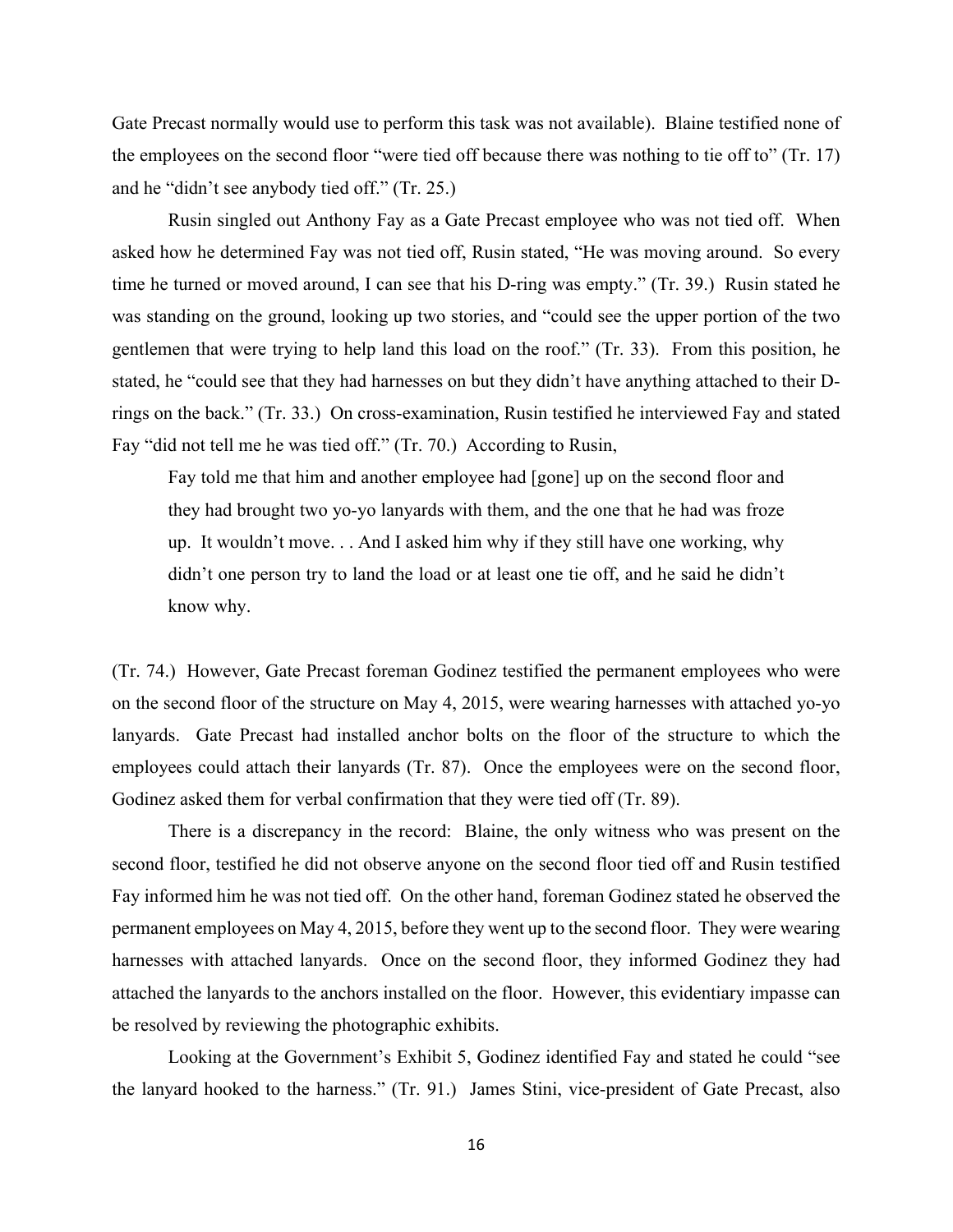Gate Precast normally would use to perform this task was not available). Blaine testified none of the employees on the second floor "were tied off because there was nothing to tie off to" (Tr. 17) and he "didn't see anybody tied off." (Tr. 25.)

Rusin singled out Anthony Fay as a Gate Precast employee who was not tied off. When asked how he determined Fay was not tied off, Rusin stated, "He was moving around. So every time he turned or moved around, I can see that his D-ring was empty." (Tr. 39.) Rusin stated he was standing on the ground, looking up two stories, and "could see the upper portion of the two gentlemen that were trying to help land this load on the roof." (Tr. 33). From this position, he stated, he "could see that they had harnesses on but they didn't have anything attached to their D-rings on the back." (Tr. 33.) On cross-examination, Rusin testified he interviewed Fay and stated Fay "did not tell me he was tied off." (Tr. 70.) According to Rusin,

> Fay told me that him and another employee had [gone] up on the second floor and they had brought two yo-yo lanyards with them, and the one that he had was froze up. It wouldn't move. . . And I asked him why if they still have one working, why didn't one person try to land the load or at least one tie off, and he said he didn't know why.

(Tr. 74.) However, Gate Precast foreman Godinez testified the permanent employees who were on the second floor of the structure on May 4, 2015, were wearing harnesses with attached yo-yo lanyards. Gate Precast had installed anchor bolts on the floor of the structure to which the employees could attach their lanyards (Tr. 87). Once the employees were on the second floor, Godinez asked them for verbal confirmation that they were tied off (Tr. 89).

There is a discrepancy in the record: Blaine, the only witness who was present on the second floor, testified he did not observe anyone on the second floor tied off and Rusin testified Fay informed him he was not tied off. On the other hand, foreman Godinez stated he observed the permanent employees on May 4, 2015, before they went up to the second floor. They were wearing harnesses with attached lanyards. Once on the second floor, they informed Godinez they had attached the lanyards to the anchors installed on the floor. However, this evidentiary impasse can be resolved by reviewing the photographic exhibits.

Looking at the Government's Exhibit 5, Godinez identified Fay and stated he could "see the lanyard hooked to the harness." (Tr. 91.) James Stini, vice-president of Gate Precast, also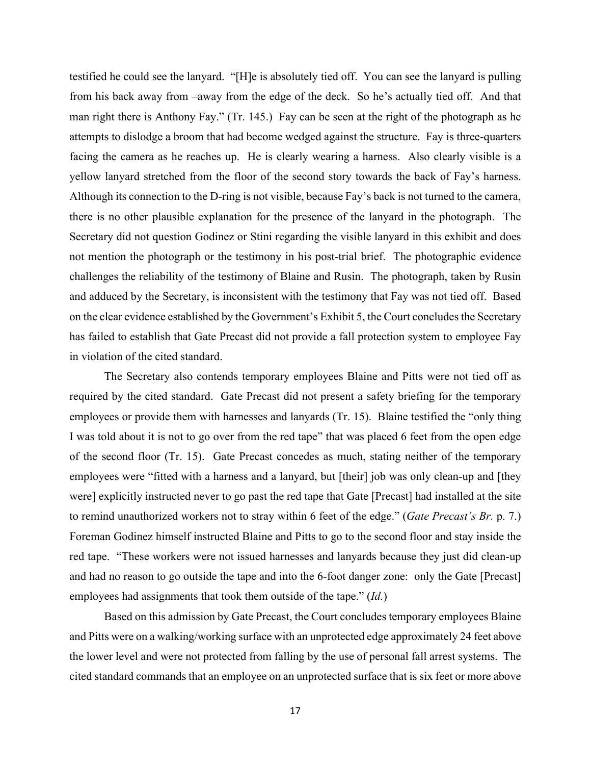testified he could see the lanyard. "[H]e is absolutely tied off. You can see the lanyard is pulling from his back away from –away from the edge of the deck. So he's actually tied off. And that man right there is Anthony Fay." (Tr. 145.) Fay can be seen at the right of the photograph as he attempts to dislodge a broom that had become wedged against the structure. Fay is three-quarters facing the camera as he reaches up. He is clearly wearing a harness. Also clearly visible is a yellow lanyard stretched from the floor of the second story towards the back of Fay's harness. Although its connection to the D-ring is not visible, because Fay's back is not turned to the camera, there is no other plausible explanation for the presence of the lanyard in the photograph. The Secretary did not question Godinez or Stini regarding the visible lanyard in this exhibit and does not mention the photograph or the testimony in his post-trial brief. The photographic evidence challenges the reliability of the testimony of Blaine and Rusin. The photograph, taken by Rusin and adduced by the Secretary, is inconsistent with the testimony that Fay was not tied off. Based on the clear evidence established by the Government's Exhibit 5, the Court concludes the Secretary has failed to establish that Gate Precast did not provide a fall protection system to employee Fay in violation of the cited standard.

The Secretary also contends temporary employees Blaine and Pitts were not tied off as required by the cited standard. Gate Precast did not present a safety briefing for the temporary employees or provide them with harnesses and lanyards (Tr. 15). Blaine testified the "only thing I was told about it is not to go over from the red tape" that was placed 6 feet from the open edge of the second floor (Tr. 15). Gate Precast concedes as much, stating neither of the temporary employees were "fitted with a harness and a lanyard, but [their] job was only clean-up and [they were] explicitly instructed never to go past the red tape that Gate [Precast] had installed at the site to remind unauthorized workers not to stray within 6 feet of the edge." (*Gate Precast's Br.* p. 7.) Foreman Godinez himself instructed Blaine and Pitts to go to the second floor and stay inside the red tape. "These workers were not issued harnesses and lanyards because they just did clean-up and had no reason to go outside the tape and into the 6-foot danger zone: only the Gate [Precast] employees had assignments that took them outside of the tape." (*Id.*)

Based on this admission by Gate Precast, the Court concludes temporary employees Blaine and Pitts were on a walking/working surface with an unprotected edge approximately 24 feet above the lower level and were not protected from falling by the use of personal fall arrest systems. The cited standard commands that an employee on an unprotected surface that is six feet or more above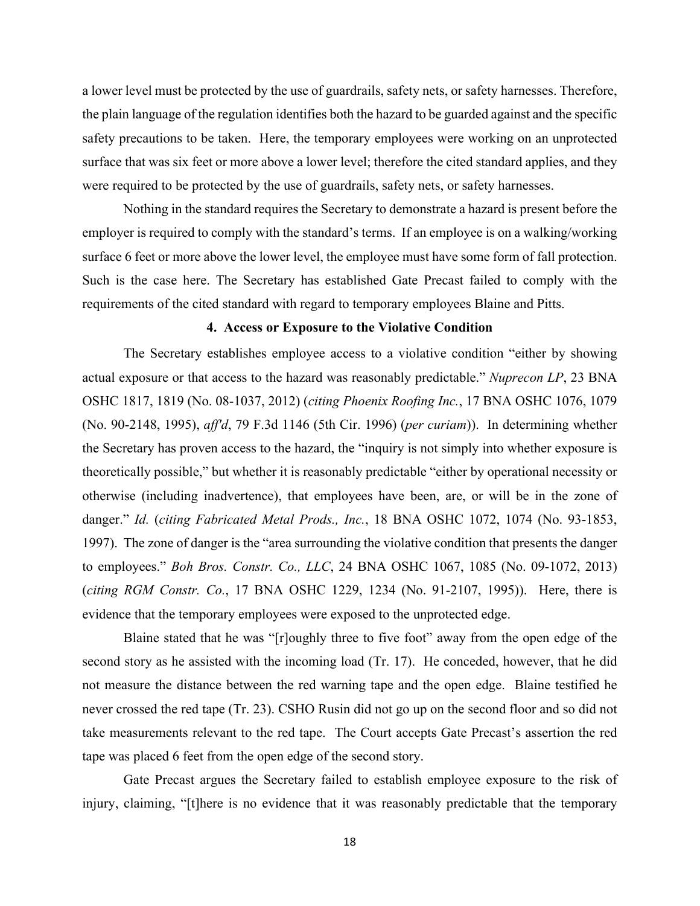a lower level must be protected by the use of guardrails, safety nets, or safety harnesses. Therefore, the plain language of the regulation identifies both the hazard to be guarded against and the specific safety precautions to be taken. Here, the temporary employees were working on an unprotected surface that was six feet or more above a lower level; therefore the cited standard applies, and they were required to be protected by the use of guardrails, safety nets, or safety harnesses.

Nothing in the standard requires the Secretary to demonstrate a hazard is present before the employer is required to comply with the standard's terms. If an employee is on a walking/working surface 6 feet or more above the lower level, the employee must have some form of fall protection. Such is the case here. The Secretary has established Gate Precast failed to comply with the requirements of the cited standard with regard to temporary employees Blaine and Pitts.

**4. Access or Exposure to the Violative Condition**

The Secretary establishes employee access to a violative condition "either by showing actual exposure or that access to the hazard was reasonably predictable." *Nuprecon LP*, 23 BNA OSHC 1817, 1819 (No. 08-1037, 2012) (*citing Phoenix Roofing Inc.*, 17 BNA OSHC 1076, 1079 (No. 90-2148, 1995), *aff'd*, 79 F.3d 1146 (5th Cir. 1996) (*per curiam*)). In determining whether the Secretary has proven access to the hazard, the "inquiry is not simply into whether exposure is theoretically possible," but whether it is reasonably predictable "either by operational necessity or otherwise (including inadvertence), that employees have been, are, or will be in the zone of danger." *Id.* (*citing Fabricated Metal Prods., Inc.*, 18 BNA OSHC 1072, 1074 (No. 93-1853, 1997). The zone of danger is the "area surrounding the violative condition that presents the danger to employees." *Boh Bros. Constr. Co., LLC*, 24 BNA OSHC 1067, 1085 (No. 09-1072, 2013) (*citing RGM Constr. Co.*, 17 BNA OSHC 1229, 1234 (No. 91-2107, 1995)). Here, there is evidence that the temporary employees were exposed to the unprotected edge.

Blaine stated that he was "[r]oughly three to five foot" away from the open edge of the second story as he assisted with the incoming load (Tr. 17). He conceded, however, that he did not measure the distance between the red warning tape and the open edge. Blaine testified he never crossed the red tape (Tr. 23). CSHO Rusin did not go up on the second floor and so did not take measurements relevant to the red tape. The Court accepts Gate Precast's assertion the red tape was placed 6 feet from the open edge of the second story.

Gate Precast argues the Secretary failed to establish employee exposure to the risk of injury, claiming, "[t]here is no evidence that it was reasonably predictable that the temporary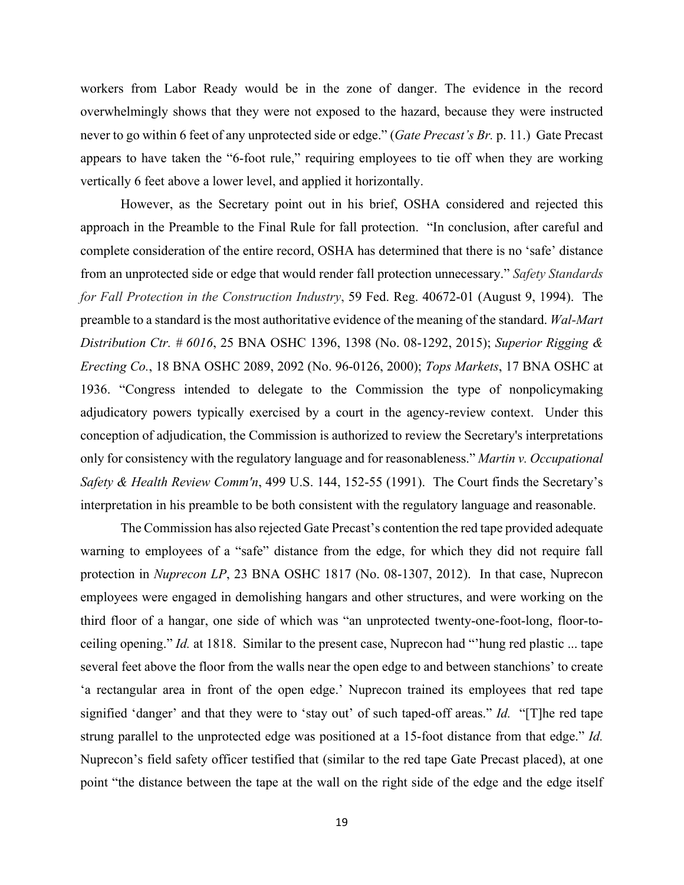workers from Labor Ready would be in the zone of danger. The evidence in the record overwhelmingly shows that they were not exposed to the hazard, because they were instructed never to go within 6 feet of any unprotected side or edge." (*Gate Precast's Br.* p. 11.) Gate Precast appears to have taken the "6-foot rule," requiring employees to tie off when they are working vertically 6 feet above a lower level, and applied it horizontally.

However, as the Secretary point out in his brief, OSHA considered and rejected this approach in the Preamble to the Final Rule for fall protection. "In conclusion, after careful and complete consideration of the entire record, OSHA has determined that there is no 'safe' distance from an unprotected side or edge that would render fall protection unnecessary." *Safety Standards for Fall Protection in the Construction Industry*, 59 Fed. Reg. 40672-01 (August 9, 1994). The preamble to a standard is the most authoritative evidence of the meaning of the standard. *Wal-Mart Distribution Ctr. # 6016*, 25 BNA OSHC 1396, 1398 (No. 08-1292, 2015); *Superior Rigging & Erecting Co.*, 18 BNA OSHC 2089, 2092 (No. 96-0126, 2000); *Tops Markets*, 17 BNA OSHC at 1936. "Congress intended to delegate to the Commission the type of nonpolicymaking adjudicatory powers typically exercised by a court in the agency-review context. Under this conception of adjudication, the Commission is authorized to review the Secretary's interpretations only for consistency with the regulatory language and for reasonableness." *Martin v. Occupational Safety & Health Review Comm'n*, 499 U.S. 144, 152-55 (1991). The Court finds the Secretary's interpretation in his preamble to be both consistent with the regulatory language and reasonable.

The Commission has also rejected Gate Precast's contention the red tape provided adequate warning to employees of a "safe" distance from the edge, for which they did not require fall protection in *Nuprecon LP*, 23 BNA OSHC 1817 (No. 08-1307, 2012). In that case, Nuprecon employees were engaged in demolishing hangars and other structures, and were working on the third floor of a hangar, one side of which was "an unprotected twenty-one-foot-long, floor-to-ceiling opening." *Id.* at 1818. Similar to the present case, Nuprecon had "'hung red plastic ... tape several feet above the floor from the walls near the open edge to and between stanchions' to create 'a rectangular area in front of the open edge.' Nuprecon trained its employees that red tape signified 'danger' and that they were to 'stay out' of such taped-off areas." *Id.* "[T]he red tape strung parallel to the unprotected edge was positioned at a 15-foot distance from that edge." *Id.* Nuprecon's field safety officer testified that (similar to the red tape Gate Precast placed), at one point "the distance between the tape at the wall on the right side of the edge and the edge itself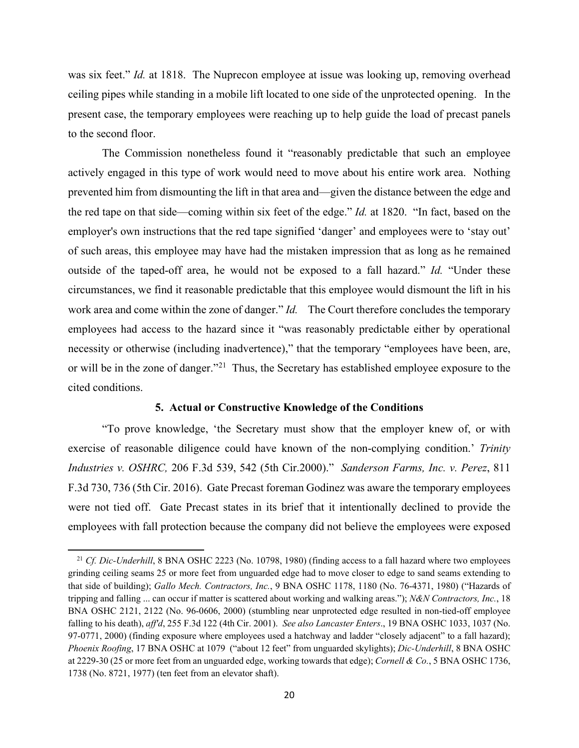was six feet." *Id.* at 1818. The Nuprecon employee at issue was looking up, removing overhead ceiling pipes while standing in a mobile lift located to one side of the unprotected opening. In the present case, the temporary employees were reaching up to help guide the load of precast panels to the second floor.

The Commission nonetheless found it "reasonably predictable that such an employee actively engaged in this type of work would need to move about his entire work area. Nothing prevented him from dismounting the lift in that area and—given the distance between the edge and the red tape on that side—coming within six feet of the edge." *Id.* at 1820. "In fact, based on the employer's own instructions that the red tape signified 'danger' and employees were to 'stay out' of such areas, this employee may have had the mistaken impression that as long as he remained outside of the taped-off area, he would not be exposed to a fall hazard." *Id.* "Under these circumstances, we find it reasonable predictable that this employee would dismount the lift in his work area and come within the zone of danger." *Id.* The Court therefore concludes the temporary employees had access to the hazard since it "was reasonably predictable either by operational necessity or otherwise (including inadvertence)," that the temporary "employees have been, are, or will be in the zone of danger."[21] Thus, the Secretary has established employee exposure to the cited conditions.

### 5. Actual or Constructive Knowledge of the Conditions

"To prove knowledge, 'the Secretary must show that the employer knew of, or with exercise of reasonable diligence could have known of the non-complying condition.' *Trinity Industries v. OSHRC,* 206 F.3d 539, 542 (5th Cir.2000)." *Sanderson Farms, Inc. v. Perez*, 811 F.3d 730, 736 (5th Cir. 2016). Gate Precast foreman Godinez was aware the temporary employees were not tied off. Gate Precast states in its brief that it intentionally declined to provide the employees with fall protection because the company did not believe the employees were exposed

---

[21] *Cf. Dic-Underhill*, 8 BNA OSHC 2223 (No. 10798, 1980) (finding access to a fall hazard where two employees grinding ceiling seams 25 or more feet from unguarded edge had to move closer to edge to sand seams extending to that side of building); *Gallo Mech. Contractors, Inc.*, 9 BNA OSHC 1178, 1180 (No. 76-4371, 1980) ("Hazards of tripping and falling ... can occur if matter is scattered about working and walking areas."); *N&N Contractors, Inc.*, 18 BNA OSHC 2121, 2122 (No. 96-0606, 2000) (stumbling near unprotected edge resulted in non-tied-off employee falling to his death), *aff'd*, 255 F.3d 122 (4th Cir. 2001). *See also Lancaster Enters*., 19 BNA OSHC 1033, 1037 (No. 97-0771, 2000) (finding exposure where employees used a hatchway and ladder "closely adjacent" to a fall hazard); *Phoenix Roofing*, 17 BNA OSHC at 1079 ("about 12 feet" from unguarded skylights); *Dic-Underhill*, 8 BNA OSHC at 2229-30 (25 or more feet from an unguarded edge, working towards that edge); *Cornell & Co*., 5 BNA OSHC 1736, 1738 (No. 8721, 1977) (ten feet from an elevator shaft).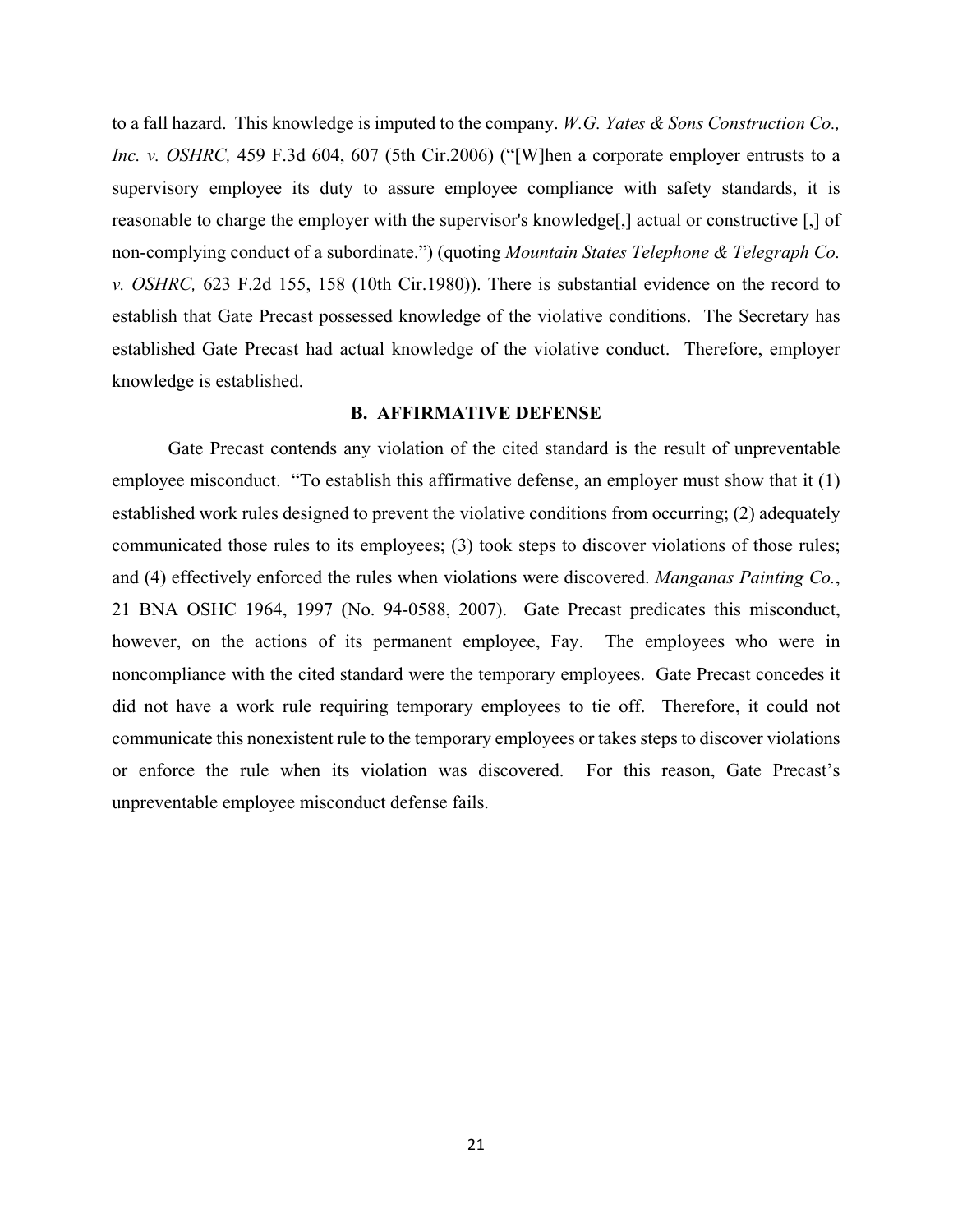to a fall hazard. This knowledge is imputed to the company. *W.G. Yates & Sons Construction Co., Inc. v. OSHRC,* 459 F.3d 604, 607 (5th Cir.2006) ("[W]hen a corporate employer entrusts to a supervisory employee its duty to assure employee compliance with safety standards, it is reasonable to charge the employer with the supervisor's knowledge[,] actual or constructive [,] of non-complying conduct of a subordinate.") (quoting *Mountain States Telephone & Telegraph Co. v. OSHRC,* 623 F.2d 155, 158 (10th Cir.1980)). There is substantial evidence on the record to establish that Gate Precast possessed knowledge of the violative conditions. The Secretary has established Gate Precast had actual knowledge of the violative conduct. Therefore, employer knowledge is established.

## B. AFFIRMATIVE DEFENSE

Gate Precast contends any violation of the cited standard is the result of unpreventable employee misconduct. "To establish this affirmative defense, an employer must show that it (1) established work rules designed to prevent the violative conditions from occurring; (2) adequately communicated those rules to its employees; (3) took steps to discover violations of those rules; and (4) effectively enforced the rules when violations were discovered. *Manganas Painting Co.*, 21 BNA OSHC 1964, 1997 (No. 94-0588, 2007). Gate Precast predicates this misconduct, however, on the actions of its permanent employee, Fay. The employees who were in noncompliance with the cited standard were the temporary employees. Gate Precast concedes it did not have a work rule requiring temporary employees to tie off. Therefore, it could not communicate this nonexistent rule to the temporary employees or takes steps to discover violations or enforce the rule when its violation was discovered. For this reason, Gate Precast's unpreventable employee misconduct defense fails.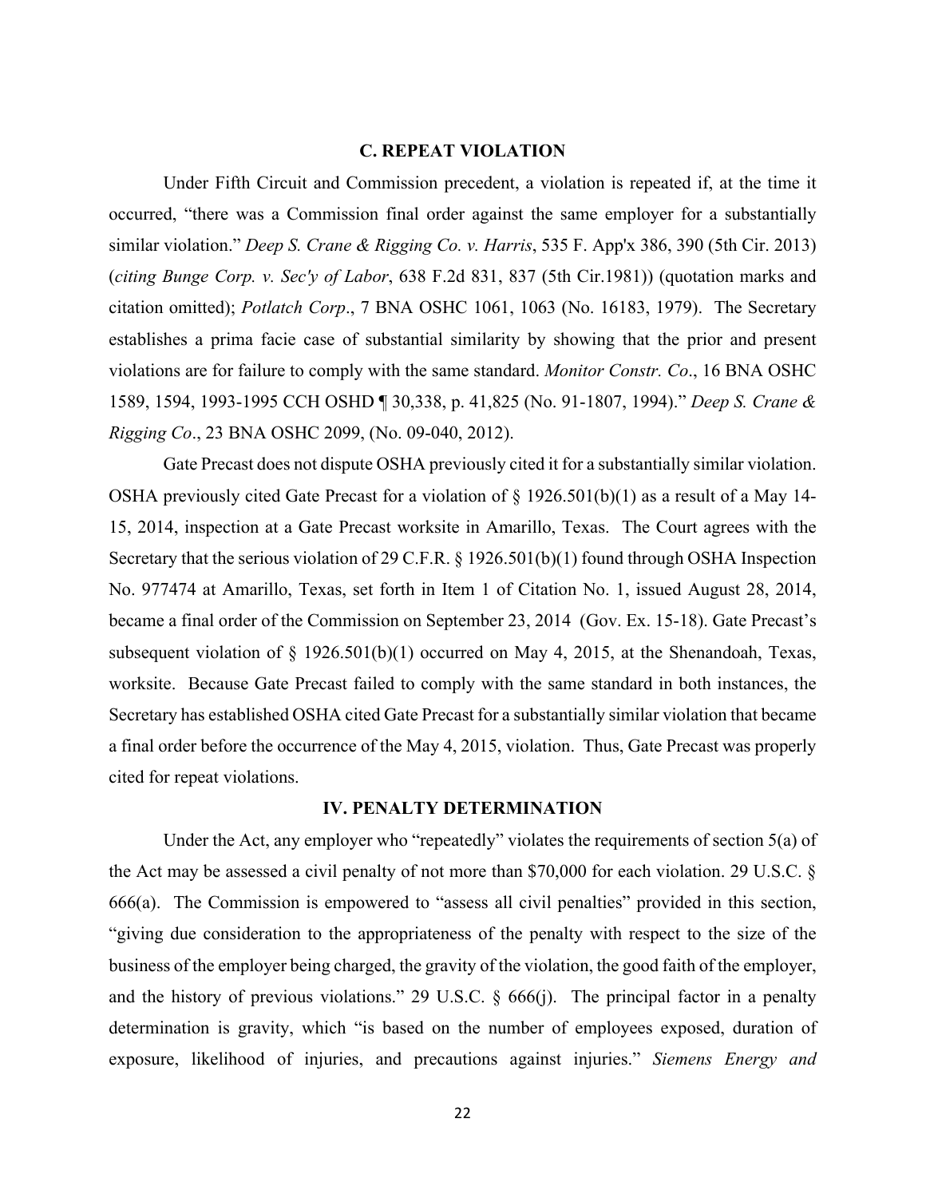### C. REPEAT VIOLATION

Under Fifth Circuit and Commission precedent, a violation is repeated if, at the time it occurred, "there was a Commission final order against the same employer for a substantially similar violation." *Deep S. Crane & Rigging Co. v. Harris*, 535 F. App'x 386, 390 (5th Cir. 2013) (*citing Bunge Corp. v. Sec'y of Labor*, 638 F.2d 831, 837 (5th Cir.1981)) (quotation marks and citation omitted); *Potlatch Corp*., 7 BNA OSHC 1061, 1063 (No. 16183, 1979). The Secretary establishes a prima facie case of substantial similarity by showing that the prior and present violations are for failure to comply with the same standard. *Monitor Constr. Co*., 16 BNA OSHC 1589, 1594, 1993-1995 CCH OSHD ¶ 30,338, p. 41,825 (No. 91-1807, 1994)." *Deep S. Crane & Rigging Co*., 23 BNA OSHC 2099, (No. 09-040, 2012).

Gate Precast does not dispute OSHA previously cited it for a substantially similar violation. OSHA previously cited Gate Precast for a violation of § 1926.501(b)(1) as a result of a May 14-15, 2014, inspection at a Gate Precast worksite in Amarillo, Texas. The Court agrees with the Secretary that the serious violation of 29 C.F.R. § 1926.501(b)(1) found through OSHA Inspection No. 977474 at Amarillo, Texas, set forth in Item 1 of Citation No. 1, issued August 28, 2014, became a final order of the Commission on September 23, 2014 (Gov. Ex. 15-18). Gate Precast's subsequent violation of § 1926.501(b)(1) occurred on May 4, 2015, at the Shenandoah, Texas, worksite. Because Gate Precast failed to comply with the same standard in both instances, the Secretary has established OSHA cited Gate Precast for a substantially similar violation that became a final order before the occurrence of the May 4, 2015, violation. Thus, Gate Precast was properly cited for repeat violations.

## IV. PENALTY DETERMINATION

Under the Act, any employer who "repeatedly" violates the requirements of section 5(a) of the Act may be assessed a civil penalty of not more than $70,000 for each violation. 29 U.S.C. § 666(a). The Commission is empowered to "assess all civil penalties" provided in this section, "giving due consideration to the appropriateness of the penalty with respect to the size of the business of the employer being charged, the gravity of the violation, the good faith of the employer, and the history of previous violations." 29 U.S.C. § 666(j). The principal factor in a penalty determination is gravity, which "is based on the number of employees exposed, duration of exposure, likelihood of injuries, and precautions against injuries." *Siemens Energy and*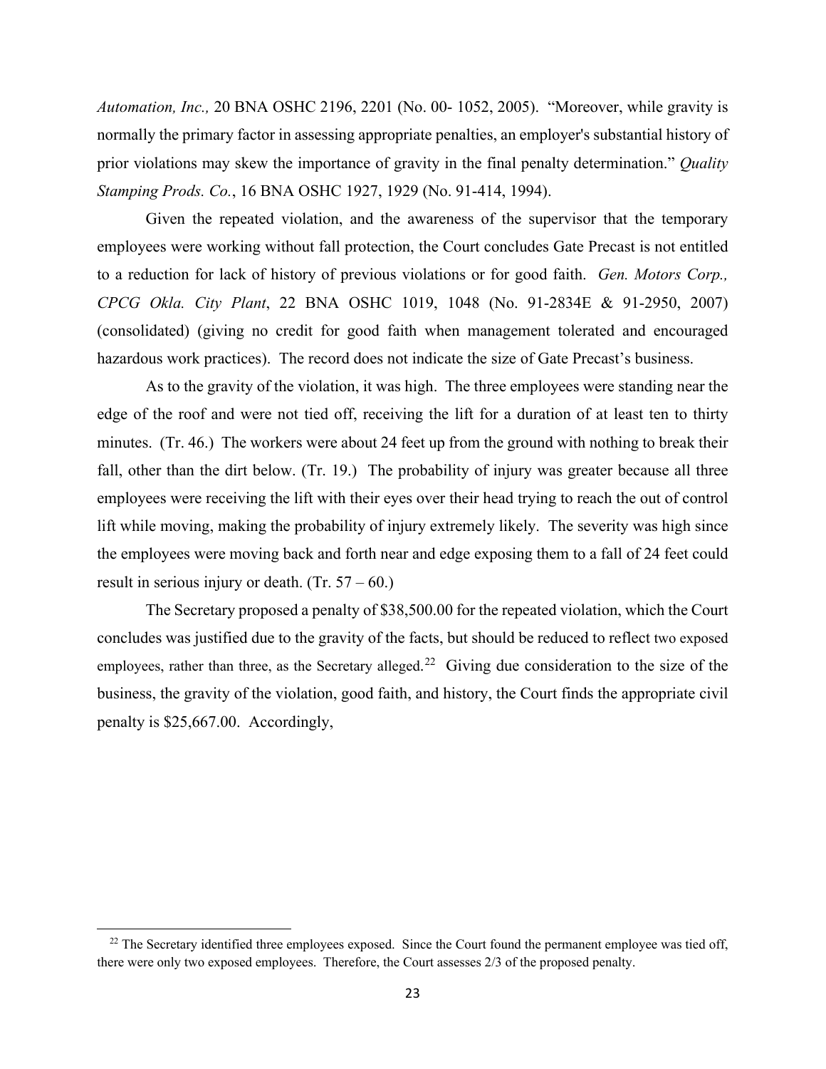*Automation, Inc.,* 20 BNA OSHC 2196, 2201 (No. 00- 1052, 2005). "Moreover, while gravity is normally the primary factor in assessing appropriate penalties, an employer's substantial history of prior violations may skew the importance of gravity in the final penalty determination." *Quality Stamping Prods. Co.*, 16 BNA OSHC 1927, 1929 (No. 91-414, 1994).

Given the repeated violation, and the awareness of the supervisor that the temporary employees were working without fall protection, the Court concludes Gate Precast is not entitled to a reduction for lack of history of previous violations or for good faith. *Gen. Motors Corp., CPCG Okla. City Plant*, 22 BNA OSHC 1019, 1048 (No. 91-2834E & 91-2950, 2007) (consolidated) (giving no credit for good faith when management tolerated and encouraged hazardous work practices). The record does not indicate the size of Gate Precast's business.

As to the gravity of the violation, it was high. The three employees were standing near the edge of the roof and were not tied off, receiving the lift for a duration of at least ten to thirty minutes. (Tr. 46.) The workers were about 24 feet up from the ground with nothing to break their fall, other than the dirt below. (Tr. 19.) The probability of injury was greater because all three employees were receiving the lift with their eyes over their head trying to reach the out of control lift while moving, making the probability of injury extremely likely. The severity was high since the employees were moving back and forth near and edge exposing them to a fall of 24 feet could result in serious injury or death. (Tr. 57 – 60.)

The Secretary proposed a penalty of $38,500.00 for the repeated violation, which the Court concludes was justified due to the gravity of the facts, but should be reduced to reflect two exposed employees, rather than three, as the Secretary alleged.[22] Giving due consideration to the size of the business, the gravity of the violation, good faith, and history, the Court finds the appropriate civil penalty is $25,667.00. Accordingly,

---

[22] The Secretary identified three employees exposed. Since the Court found the permanent employee was tied off, there were only two exposed employees. Therefore, the Court assesses 2/3 of the proposed penalty.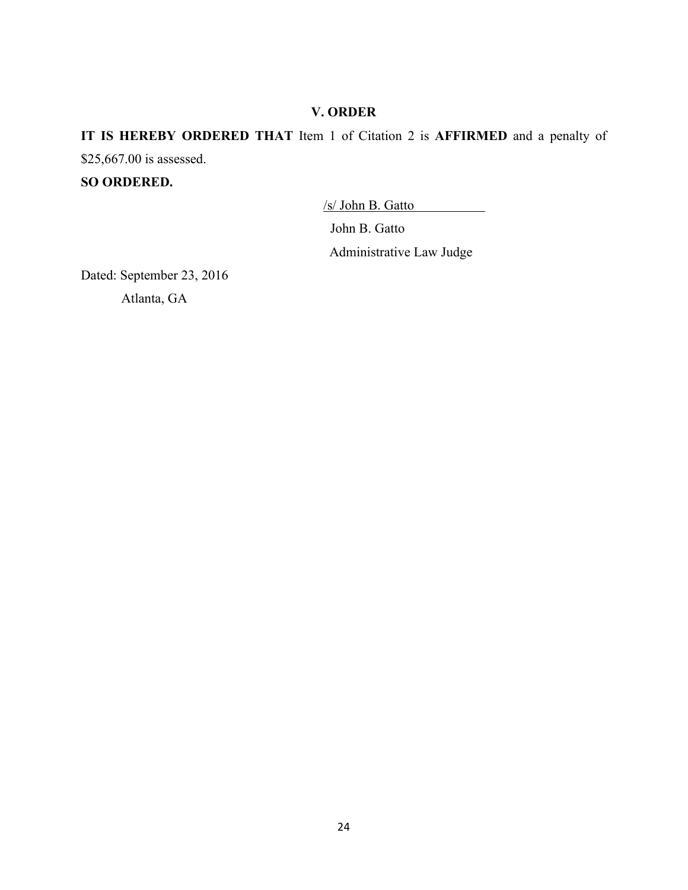## V. ORDER

**IT IS HEREBY ORDERED THAT** Item 1 of Citation 2 is **AFFIRMED** and a penalty of $25,667.00 is assessed.

**SO ORDERED.**

/s/ John B. Gatto

John B. Gatto

Administrative Law Judge

Dated: September 23, 2016

Atlanta, GA